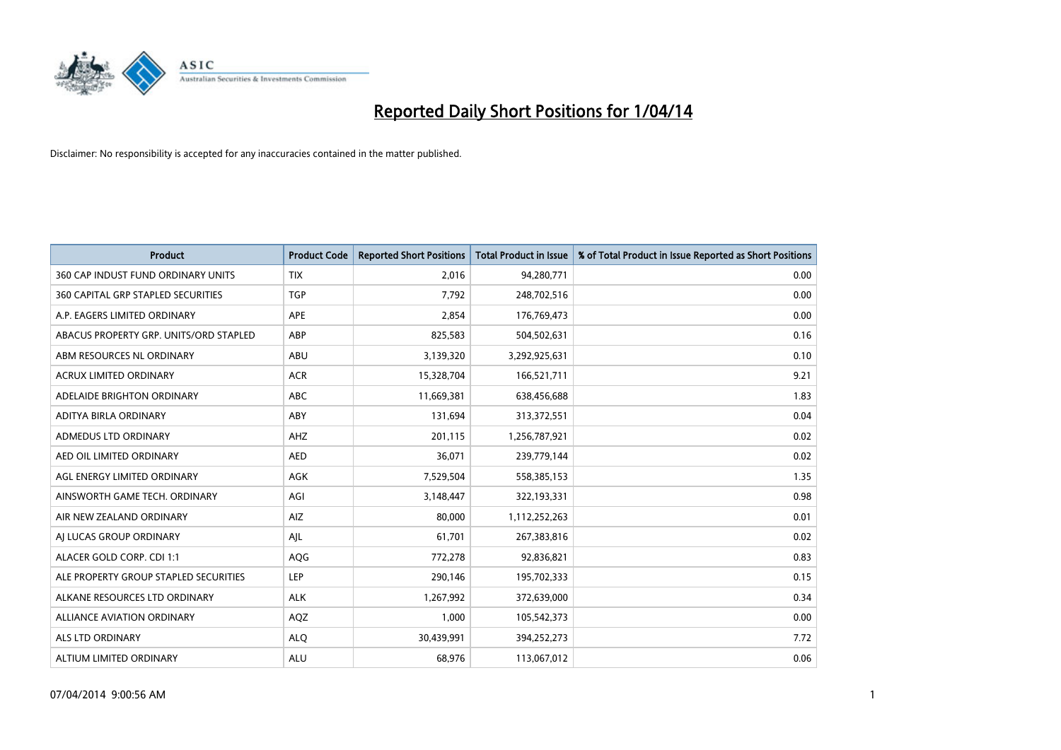# Reported Daily Short Positions for 1/04/14

Disclaimer: No responsibility is accepted for any inaccuracies contained in the matter published.

| Product | Product Code | Reported Short Positions | Total Product in Issue | % of Total Product in Issue Reported as Short Positions |
|---|---|---|---|---|
| 360 CAP INDUST FUND ORDINARY UNITS | TIX | 2,016 | 94,280,771 | 0.00 |
| 360 CAPITAL GRP STAPLED SECURITIES | TGP | 7,792 | 248,702,516 | 0.00 |
| A.P. EAGERS LIMITED ORDINARY | APE | 2,854 | 176,769,473 | 0.00 |
| ABACUS PROPERTY GRP. UNITS/ORD STAPLED | ABP | 825,583 | 504,502,631 | 0.16 |
| ABM RESOURCES NL ORDINARY | ABU | 3,139,320 | 3,292,925,631 | 0.10 |
| ACRUX LIMITED ORDINARY | ACR | 15,328,704 | 166,521,711 | 9.21 |
| ADELAIDE BRIGHTON ORDINARY | ABC | 11,669,381 | 638,456,688 | 1.83 |
| ADITYA BIRLA ORDINARY | ABY | 131,694 | 313,372,551 | 0.04 |
| ADMEDUS LTD ORDINARY | AHZ | 201,115 | 1,256,787,921 | 0.02 |
| AED OIL LIMITED ORDINARY | AED | 36,071 | 239,779,144 | 0.02 |
| AGL ENERGY LIMITED ORDINARY | AGK | 7,529,504 | 558,385,153 | 1.35 |
| AINSWORTH GAME TECH. ORDINARY | AGI | 3,148,447 | 322,193,331 | 0.98 |
| AIR NEW ZEALAND ORDINARY | AIZ | 80,000 | 1,112,252,263 | 0.01 |
| AJ LUCAS GROUP ORDINARY | AJL | 61,701 | 267,383,816 | 0.02 |
| ALACER GOLD CORP. CDI 1:1 | AQG | 772,278 | 92,836,821 | 0.83 |
| ALE PROPERTY GROUP STAPLED SECURITIES | LEP | 290,146 | 195,702,333 | 0.15 |
| ALKANE RESOURCES LTD ORDINARY | ALK | 1,267,992 | 372,639,000 | 0.34 |
| ALLIANCE AVIATION ORDINARY | AQZ | 1,000 | 105,542,373 | 0.00 |
| ALS LTD ORDINARY | ALQ | 30,439,991 | 394,252,273 | 7.72 |
| ALTIUM LIMITED ORDINARY | ALU | 68,976 | 113,067,012 | 0.06 |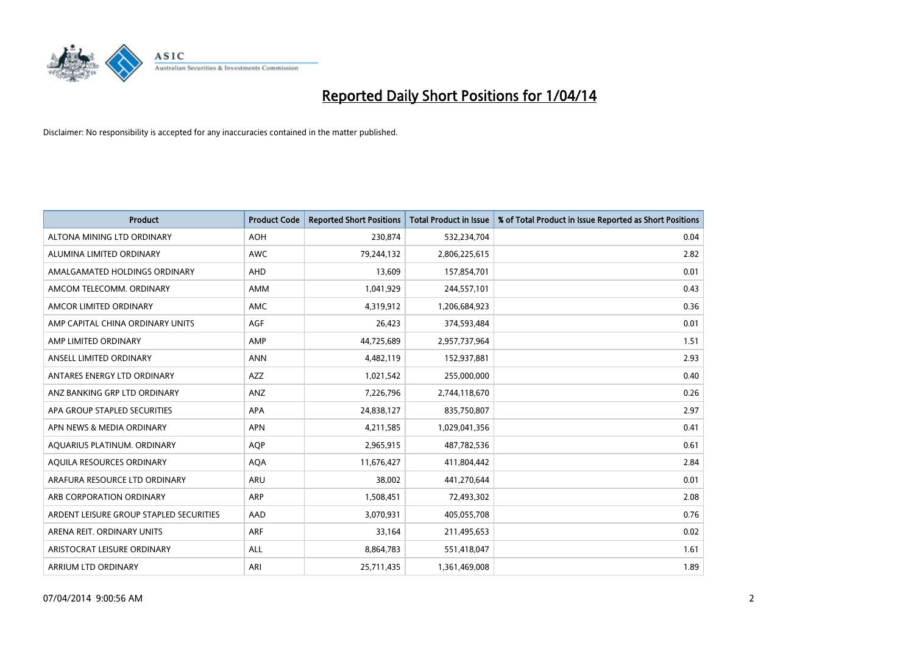# Reported Daily Short Positions for 1/04/14

Disclaimer: No responsibility is accepted for any inaccuracies contained in the matter published.

| Product | Product Code | Reported Short Positions | Total Product in Issue | % of Total Product in Issue Reported as Short Positions |
|---|---|---|---|---|
| ALTONA MINING LTD ORDINARY | AOH | 230,874 | 532,234,704 | 0.04 |
| ALUMINA LIMITED ORDINARY | AWC | 79,244,132 | 2,806,225,615 | 2.82 |
| AMALGAMATED HOLDINGS ORDINARY | AHD | 13,609 | 157,854,701 | 0.01 |
| AMCOM TELECOMM. ORDINARY | AMM | 1,041,929 | 244,557,101 | 0.43 |
| AMCOR LIMITED ORDINARY | AMC | 4,319,912 | 1,206,684,923 | 0.36 |
| AMP CAPITAL CHINA ORDINARY UNITS | AGF | 26,423 | 374,593,484 | 0.01 |
| AMP LIMITED ORDINARY | AMP | 44,725,689 | 2,957,737,964 | 1.51 |
| ANSELL LIMITED ORDINARY | ANN | 4,482,119 | 152,937,881 | 2.93 |
| ANTARES ENERGY LTD ORDINARY | AZZ | 1,021,542 | 255,000,000 | 0.40 |
| ANZ BANKING GRP LTD ORDINARY | ANZ | 7,226,796 | 2,744,118,670 | 0.26 |
| APA GROUP STAPLED SECURITIES | APA | 24,838,127 | 835,750,807 | 2.97 |
| APN NEWS & MEDIA ORDINARY | APN | 4,211,585 | 1,029,041,356 | 0.41 |
| AQUARIUS PLATINUM. ORDINARY | AQP | 2,965,915 | 487,782,536 | 0.61 |
| AQUILA RESOURCES ORDINARY | AQA | 11,676,427 | 411,804,442 | 2.84 |
| ARAFURA RESOURCE LTD ORDINARY | ARU | 38,002 | 441,270,644 | 0.01 |
| ARB CORPORATION ORDINARY | ARP | 1,508,451 | 72,493,302 | 2.08 |
| ARDENT LEISURE GROUP STAPLED SECURITIES | AAD | 3,070,931 | 405,055,708 | 0.76 |
| ARENA REIT. ORDINARY UNITS | ARF | 33,164 | 211,495,653 | 0.02 |
| ARISTOCRAT LEISURE ORDINARY | ALL | 8,864,783 | 551,418,047 | 1.61 |
| ARRIUM LTD ORDINARY | ARI | 25,711,435 | 1,361,469,008 | 1.89 |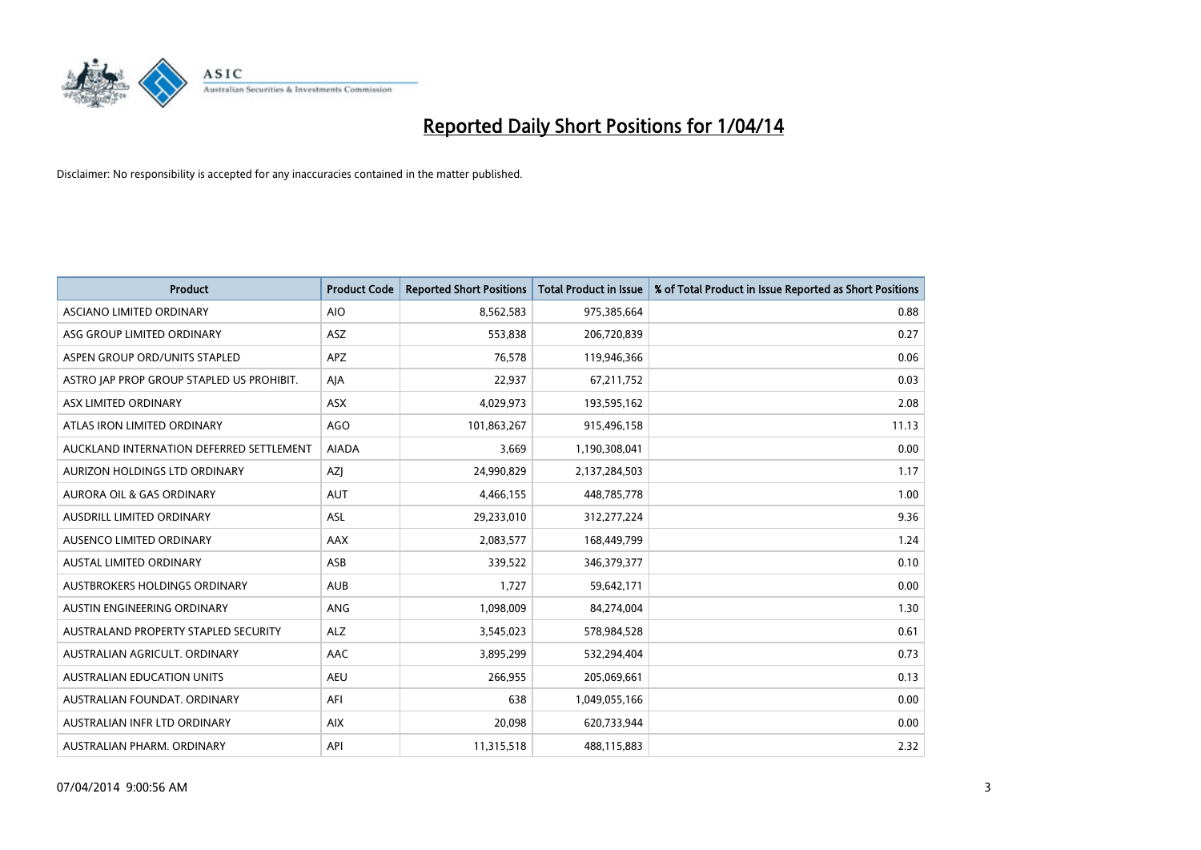# Reported Daily Short Positions for 1/04/14

Disclaimer: No responsibility is accepted for any inaccuracies contained in the matter published.

| Product | Product Code | Reported Short Positions | Total Product in Issue | % of Total Product in Issue Reported as Short Positions |
|---|---|---|---|---|
| ASCIANO LIMITED ORDINARY | AIO | 8,562,583 | 975,385,664 | 0.88 |
| ASG GROUP LIMITED ORDINARY | ASZ | 553,838 | 206,720,839 | 0.27 |
| ASPEN GROUP ORD/UNITS STAPLED | APZ | 76,578 | 119,946,366 | 0.06 |
| ASTRO JAP PROP GROUP STAPLED US PROHIBIT. | AJA | 22,937 | 67,211,752 | 0.03 |
| ASX LIMITED ORDINARY | ASX | 4,029,973 | 193,595,162 | 2.08 |
| ATLAS IRON LIMITED ORDINARY | AGO | 101,863,267 | 915,496,158 | 11.13 |
| AUCKLAND INTERNATION DEFERRED SETTLEMENT | AIADA | 3,669 | 1,190,308,041 | 0.00 |
| AURIZON HOLDINGS LTD ORDINARY | AZJ | 24,990,829 | 2,137,284,503 | 1.17 |
| AURORA OIL & GAS ORDINARY | AUT | 4,466,155 | 448,785,778 | 1.00 |
| AUSDRILL LIMITED ORDINARY | ASL | 29,233,010 | 312,277,224 | 9.36 |
| AUSENCO LIMITED ORDINARY | AAX | 2,083,577 | 168,449,799 | 1.24 |
| AUSTAL LIMITED ORDINARY | ASB | 339,522 | 346,379,377 | 0.10 |
| AUSTBROKERS HOLDINGS ORDINARY | AUB | 1,727 | 59,642,171 | 0.00 |
| AUSTIN ENGINEERING ORDINARY | ANG | 1,098,009 | 84,274,004 | 1.30 |
| AUSTRALAND PROPERTY STAPLED SECURITY | ALZ | 3,545,023 | 578,984,528 | 0.61 |
| AUSTRALIAN AGRICULT. ORDINARY | AAC | 3,895,299 | 532,294,404 | 0.73 |
| AUSTRALIAN EDUCATION UNITS | AEU | 266,955 | 205,069,661 | 0.13 |
| AUSTRALIAN FOUNDAT. ORDINARY | AFI | 638 | 1,049,055,166 | 0.00 |
| AUSTRALIAN INFR LTD ORDINARY | AIX | 20,098 | 620,733,944 | 0.00 |
| AUSTRALIAN PHARM. ORDINARY | API | 11,315,518 | 488,115,883 | 2.32 |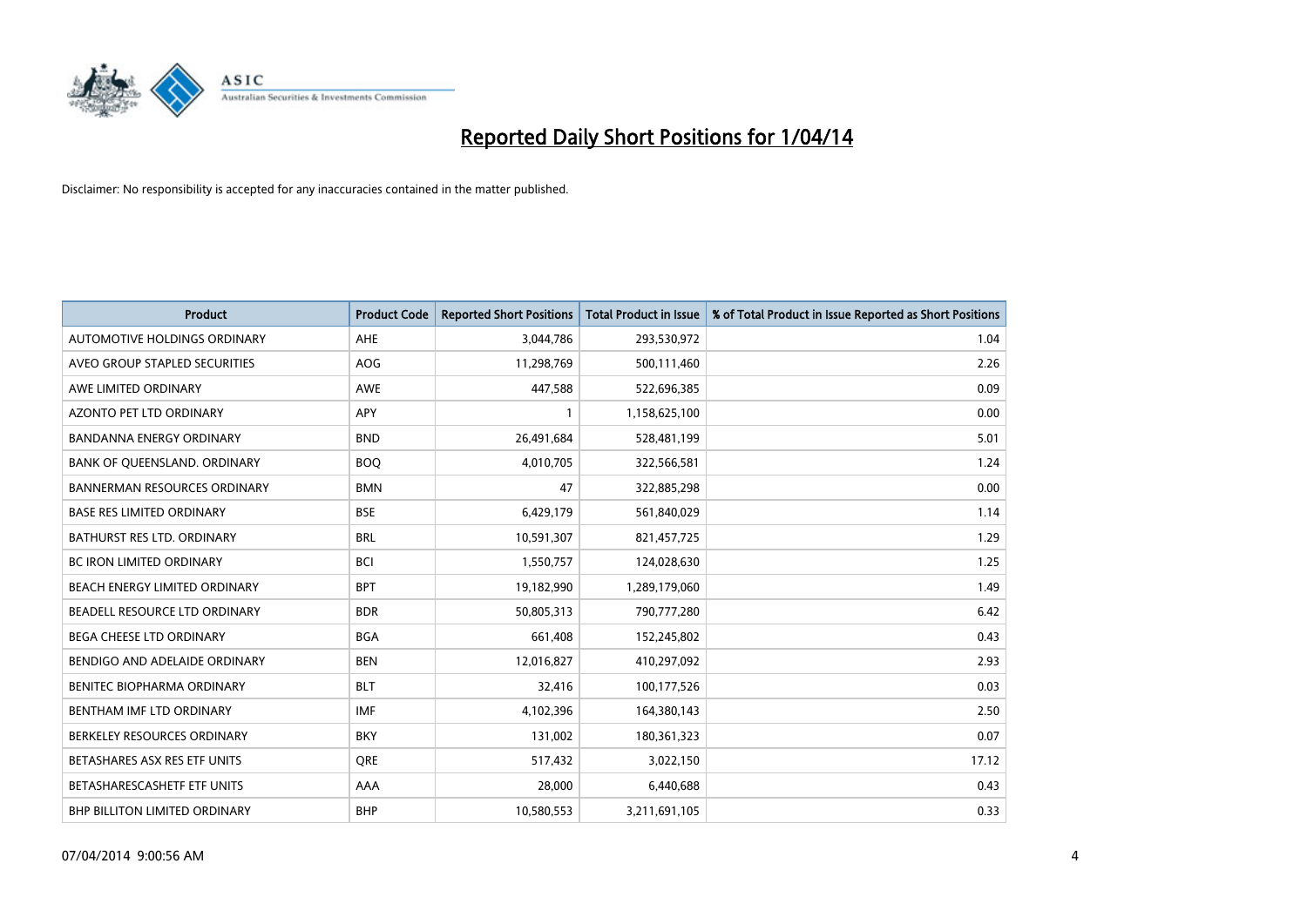# Reported Daily Short Positions for 1/04/14

Disclaimer: No responsibility is accepted for any inaccuracies contained in the matter published.

| Product | Product Code | Reported Short Positions | Total Product in Issue | % of Total Product in Issue Reported as Short Positions |
|---|---|---|---|---|
| AUTOMOTIVE HOLDINGS ORDINARY | AHE | 3,044,786 | 293,530,972 | 1.04 |
| AVEO GROUP STAPLED SECURITIES | AOG | 11,298,769 | 500,111,460 | 2.26 |
| AWE LIMITED ORDINARY | AWE | 447,588 | 522,696,385 | 0.09 |
| AZONTO PET LTD ORDINARY | APY | 1 | 1,158,625,100 | 0.00 |
| BANDANNA ENERGY ORDINARY | BND | 26,491,684 | 528,481,199 | 5.01 |
| BANK OF QUEENSLAND. ORDINARY | BOQ | 4,010,705 | 322,566,581 | 1.24 |
| BANNERMAN RESOURCES ORDINARY | BMN | 47 | 322,885,298 | 0.00 |
| BASE RES LIMITED ORDINARY | BSE | 6,429,179 | 561,840,029 | 1.14 |
| BATHURST RES LTD. ORDINARY | BRL | 10,591,307 | 821,457,725 | 1.29 |
| BC IRON LIMITED ORDINARY | BCI | 1,550,757 | 124,028,630 | 1.25 |
| BEACH ENERGY LIMITED ORDINARY | BPT | 19,182,990 | 1,289,179,060 | 1.49 |
| BEADELL RESOURCE LTD ORDINARY | BDR | 50,805,313 | 790,777,280 | 6.42 |
| BEGA CHEESE LTD ORDINARY | BGA | 661,408 | 152,245,802 | 0.43 |
| BENDIGO AND ADELAIDE ORDINARY | BEN | 12,016,827 | 410,297,092 | 2.93 |
| BENITEC BIOPHARMA ORDINARY | BLT | 32,416 | 100,177,526 | 0.03 |
| BENTHAM IMF LTD ORDINARY | IMF | 4,102,396 | 164,380,143 | 2.50 |
| BERKELEY RESOURCES ORDINARY | BKY | 131,002 | 180,361,323 | 0.07 |
| BETASHARES ASX RES ETF UNITS | QRE | 517,432 | 3,022,150 | 17.12 |
| BETASHARESCASHETF ETF UNITS | AAA | 28,000 | 6,440,688 | 0.43 |
| BHP BILLITON LIMITED ORDINARY | BHP | 10,580,553 | 3,211,691,105 | 0.33 |

07/04/2014 9:00:56 AM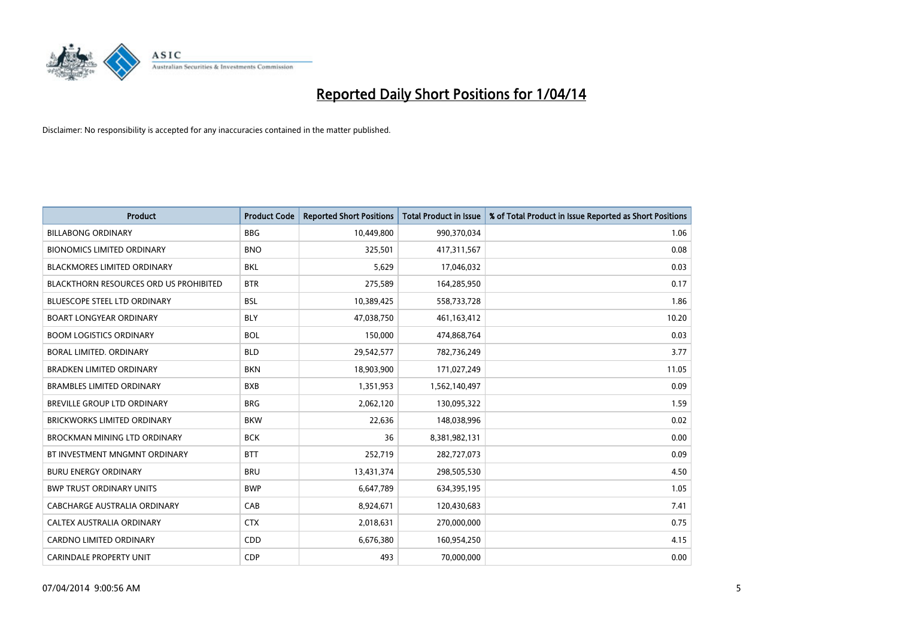# Reported Daily Short Positions for 1/04/14

Disclaimer: No responsibility is accepted for any inaccuracies contained in the matter published.

| Product | Product Code | Reported Short Positions | Total Product in Issue | % of Total Product in Issue Reported as Short Positions |
|---|---|---|---|---|
| BILLABONG ORDINARY | BBG | 10,449,800 | 990,370,034 | 1.06 |
| BIONOMICS LIMITED ORDINARY | BNO | 325,501 | 417,311,567 | 0.08 |
| BLACKMORES LIMITED ORDINARY | BKL | 5,629 | 17,046,032 | 0.03 |
| BLACKTHORN RESOURCES ORD US PROHIBITED | BTR | 275,589 | 164,285,950 | 0.17 |
| BLUESCOPE STEEL LTD ORDINARY | BSL | 10,389,425 | 558,733,728 | 1.86 |
| BOART LONGYEAR ORDINARY | BLY | 47,038,750 | 461,163,412 | 10.20 |
| BOOM LOGISTICS ORDINARY | BOL | 150,000 | 474,868,764 | 0.03 |
| BORAL LIMITED. ORDINARY | BLD | 29,542,577 | 782,736,249 | 3.77 |
| BRADKEN LIMITED ORDINARY | BKN | 18,903,900 | 171,027,249 | 11.05 |
| BRAMBLES LIMITED ORDINARY | BXB | 1,351,953 | 1,562,140,497 | 0.09 |
| BREVILLE GROUP LTD ORDINARY | BRG | 2,062,120 | 130,095,322 | 1.59 |
| BRICKWORKS LIMITED ORDINARY | BKW | 22,636 | 148,038,996 | 0.02 |
| BROCKMAN MINING LTD ORDINARY | BCK | 36 | 8,381,982,131 | 0.00 |
| BT INVESTMENT MNGMNT ORDINARY | BTT | 252,719 | 282,727,073 | 0.09 |
| BURU ENERGY ORDINARY | BRU | 13,431,374 | 298,505,530 | 4.50 |
| BWP TRUST ORDINARY UNITS | BWP | 6,647,789 | 634,395,195 | 1.05 |
| CABCHARGE AUSTRALIA ORDINARY | CAB | 8,924,671 | 120,430,683 | 7.41 |
| CALTEX AUSTRALIA ORDINARY | CTX | 2,018,631 | 270,000,000 | 0.75 |
| CARDNO LIMITED ORDINARY | CDD | 6,676,380 | 160,954,250 | 4.15 |
| CARINDALE PROPERTY UNIT | CDP | 493 | 70,000,000 | 0.00 |

07/04/2014 9:00:56 AM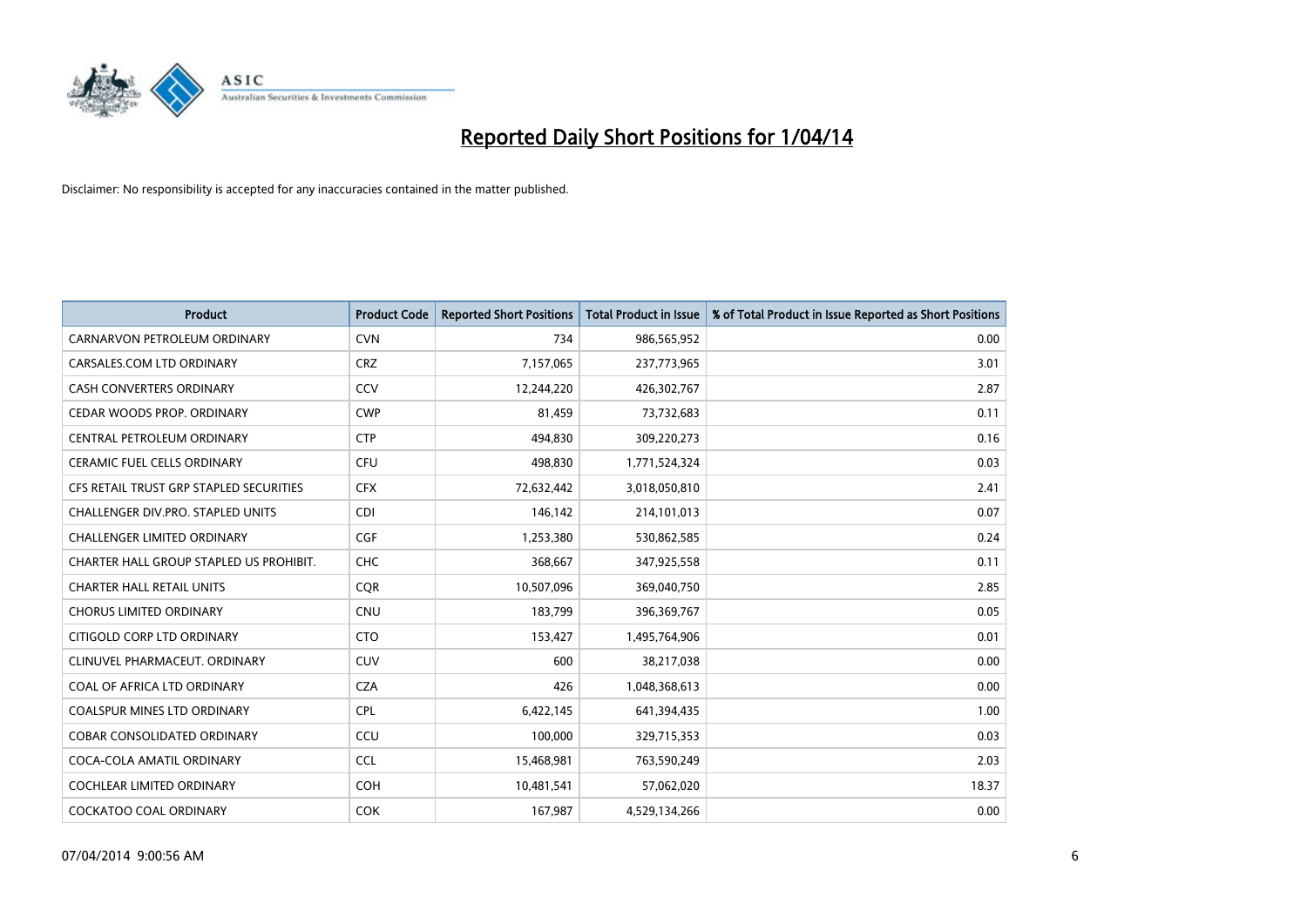# Reported Daily Short Positions for 1/04/14

Disclaimer: No responsibility is accepted for any inaccuracies contained in the matter published.

| Product | Product Code | Reported Short Positions | Total Product in Issue | % of Total Product in Issue Reported as Short Positions |
|---|---|---|---|---|
| CARNARVON PETROLEUM ORDINARY | CVN | 734 | 986,565,952 | 0.00 |
| CARSALES.COM LTD ORDINARY | CRZ | 7,157,065 | 237,773,965 | 3.01 |
| CASH CONVERTERS ORDINARY | CCV | 12,244,220 | 426,302,767 | 2.87 |
| CEDAR WOODS PROP. ORDINARY | CWP | 81,459 | 73,732,683 | 0.11 |
| CENTRAL PETROLEUM ORDINARY | CTP | 494,830 | 309,220,273 | 0.16 |
| CERAMIC FUEL CELLS ORDINARY | CFU | 498,830 | 1,771,524,324 | 0.03 |
| CFS RETAIL TRUST GRP STAPLED SECURITIES | CFX | 72,632,442 | 3,018,050,810 | 2.41 |
| CHALLENGER DIV.PRO. STAPLED UNITS | CDI | 146,142 | 214,101,013 | 0.07 |
| CHALLENGER LIMITED ORDINARY | CGF | 1,253,380 | 530,862,585 | 0.24 |
| CHARTER HALL GROUP STAPLED US PROHIBIT. | CHC | 368,667 | 347,925,558 | 0.11 |
| CHARTER HALL RETAIL UNITS | CQR | 10,507,096 | 369,040,750 | 2.85 |
| CHORUS LIMITED ORDINARY | CNU | 183,799 | 396,369,767 | 0.05 |
| CITIGOLD CORP LTD ORDINARY | CTO | 153,427 | 1,495,764,906 | 0.01 |
| CLINUVEL PHARMACEUT. ORDINARY | CUV | 600 | 38,217,038 | 0.00 |
| COAL OF AFRICA LTD ORDINARY | CZA | 426 | 1,048,368,613 | 0.00 |
| COALSPUR MINES LTD ORDINARY | CPL | 6,422,145 | 641,394,435 | 1.00 |
| COBAR CONSOLIDATED ORDINARY | CCU | 100,000 | 329,715,353 | 0.03 |
| COCA-COLA AMATIL ORDINARY | CCL | 15,468,981 | 763,590,249 | 2.03 |
| COCHLEAR LIMITED ORDINARY | COH | 10,481,541 | 57,062,020 | 18.37 |
| COCKATOO COAL ORDINARY | COK | 167,987 | 4,529,134,266 | 0.00 |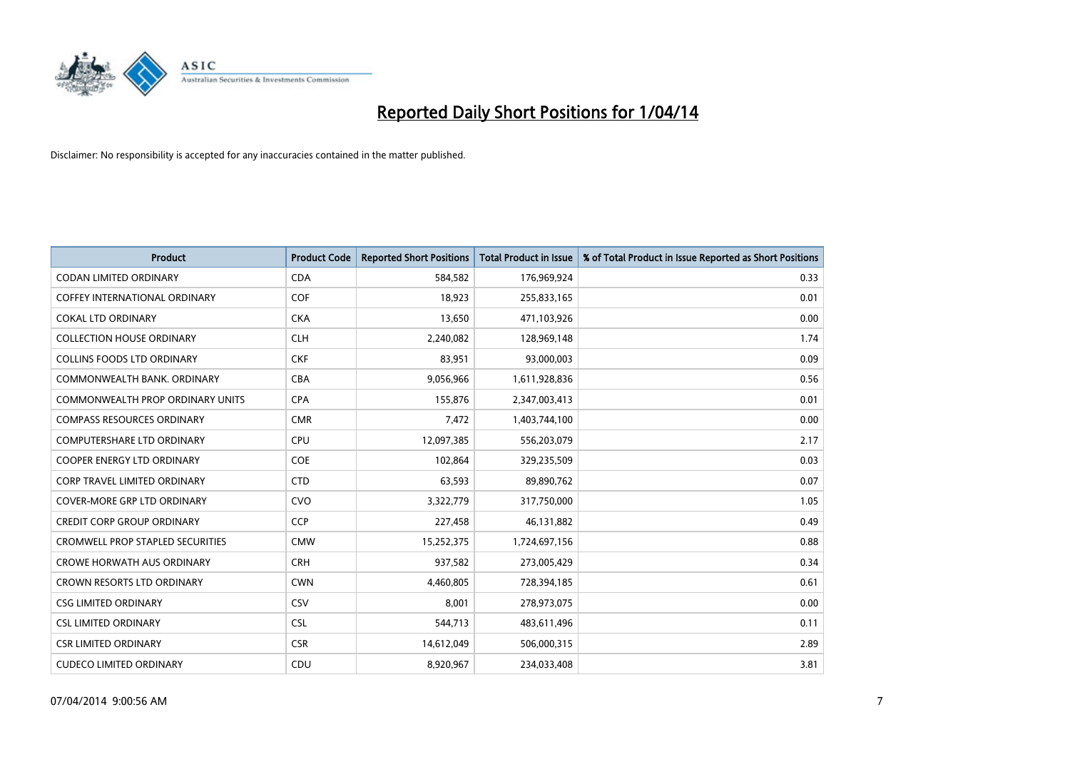# Reported Daily Short Positions for 1/04/14

Disclaimer: No responsibility is accepted for any inaccuracies contained in the matter published.

| Product | Product Code | Reported Short Positions | Total Product in Issue | % of Total Product in Issue Reported as Short Positions |
|---|---|---|---|---|
| CODAN LIMITED ORDINARY | CDA | 584,582 | 176,969,924 | 0.33 |
| COFFEY INTERNATIONAL ORDINARY | COF | 18,923 | 255,833,165 | 0.01 |
| COKAL LTD ORDINARY | CKA | 13,650 | 471,103,926 | 0.00 |
| COLLECTION HOUSE ORDINARY | CLH | 2,240,082 | 128,969,148 | 1.74 |
| COLLINS FOODS LTD ORDINARY | CKF | 83,951 | 93,000,003 | 0.09 |
| COMMONWEALTH BANK. ORDINARY | CBA | 9,056,966 | 1,611,928,836 | 0.56 |
| COMMONWEALTH PROP ORDINARY UNITS | CPA | 155,876 | 2,347,003,413 | 0.01 |
| COMPASS RESOURCES ORDINARY | CMR | 7,472 | 1,403,744,100 | 0.00 |
| COMPUTERSHARE LTD ORDINARY | CPU | 12,097,385 | 556,203,079 | 2.17 |
| COOPER ENERGY LTD ORDINARY | COE | 102,864 | 329,235,509 | 0.03 |
| CORP TRAVEL LIMITED ORDINARY | CTD | 63,593 | 89,890,762 | 0.07 |
| COVER-MORE GRP LTD ORDINARY | CVO | 3,322,779 | 317,750,000 | 1.05 |
| CREDIT CORP GROUP ORDINARY | CCP | 227,458 | 46,131,882 | 0.49 |
| CROMWELL PROP STAPLED SECURITIES | CMW | 15,252,375 | 1,724,697,156 | 0.88 |
| CROWE HORWATH AUS ORDINARY | CRH | 937,582 | 273,005,429 | 0.34 |
| CROWN RESORTS LTD ORDINARY | CWN | 4,460,805 | 728,394,185 | 0.61 |
| CSG LIMITED ORDINARY | CSV | 8,001 | 278,973,075 | 0.00 |
| CSL LIMITED ORDINARY | CSL | 544,713 | 483,611,496 | 0.11 |
| CSR LIMITED ORDINARY | CSR | 14,612,049 | 506,000,315 | 2.89 |
| CUDECO LIMITED ORDINARY | CDU | 8,920,967 | 234,033,408 | 3.81 |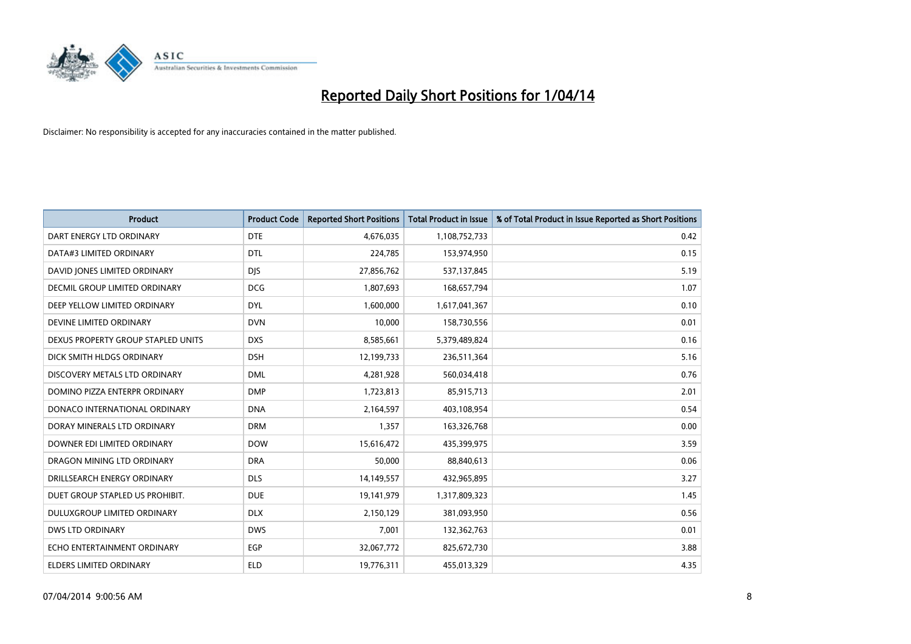# Reported Daily Short Positions for 1/04/14

Disclaimer: No responsibility is accepted for any inaccuracies contained in the matter published.

| Product | Product Code | Reported Short Positions | Total Product in Issue | % of Total Product in Issue Reported as Short Positions |
|---|---|---|---|---|
| DART ENERGY LTD ORDINARY | DTE | 4,676,035 | 1,108,752,733 | 0.42 |
| DATA#3 LIMITED ORDINARY | DTL | 224,785 | 153,974,950 | 0.15 |
| DAVID JONES LIMITED ORDINARY | DJS | 27,856,762 | 537,137,845 | 5.19 |
| DECMIL GROUP LIMITED ORDINARY | DCG | 1,807,693 | 168,657,794 | 1.07 |
| DEEP YELLOW LIMITED ORDINARY | DYL | 1,600,000 | 1,617,041,367 | 0.10 |
| DEVINE LIMITED ORDINARY | DVN | 10,000 | 158,730,556 | 0.01 |
| DEXUS PROPERTY GROUP STAPLED UNITS | DXS | 8,585,661 | 5,379,489,824 | 0.16 |
| DICK SMITH HLDGS ORDINARY | DSH | 12,199,733 | 236,511,364 | 5.16 |
| DISCOVERY METALS LTD ORDINARY | DML | 4,281,928 | 560,034,418 | 0.76 |
| DOMINO PIZZA ENTERPR ORDINARY | DMP | 1,723,813 | 85,915,713 | 2.01 |
| DONACO INTERNATIONAL ORDINARY | DNA | 2,164,597 | 403,108,954 | 0.54 |
| DORAY MINERALS LTD ORDINARY | DRM | 1,357 | 163,326,768 | 0.00 |
| DOWNER EDI LIMITED ORDINARY | DOW | 15,616,472 | 435,399,975 | 3.59 |
| DRAGON MINING LTD ORDINARY | DRA | 50,000 | 88,840,613 | 0.06 |
| DRILLSEARCH ENERGY ORDINARY | DLS | 14,149,557 | 432,965,895 | 3.27 |
| DUET GROUP STAPLED US PROHIBIT. | DUE | 19,141,979 | 1,317,809,323 | 1.45 |
| DULUXGROUP LIMITED ORDINARY | DLX | 2,150,129 | 381,093,950 | 0.56 |
| DWS LTD ORDINARY | DWS | 7,001 | 132,362,763 | 0.01 |
| ECHO ENTERTAINMENT ORDINARY | EGP | 32,067,772 | 825,672,730 | 3.88 |
| ELDERS LIMITED ORDINARY | ELD | 19,776,311 | 455,013,329 | 4.35 |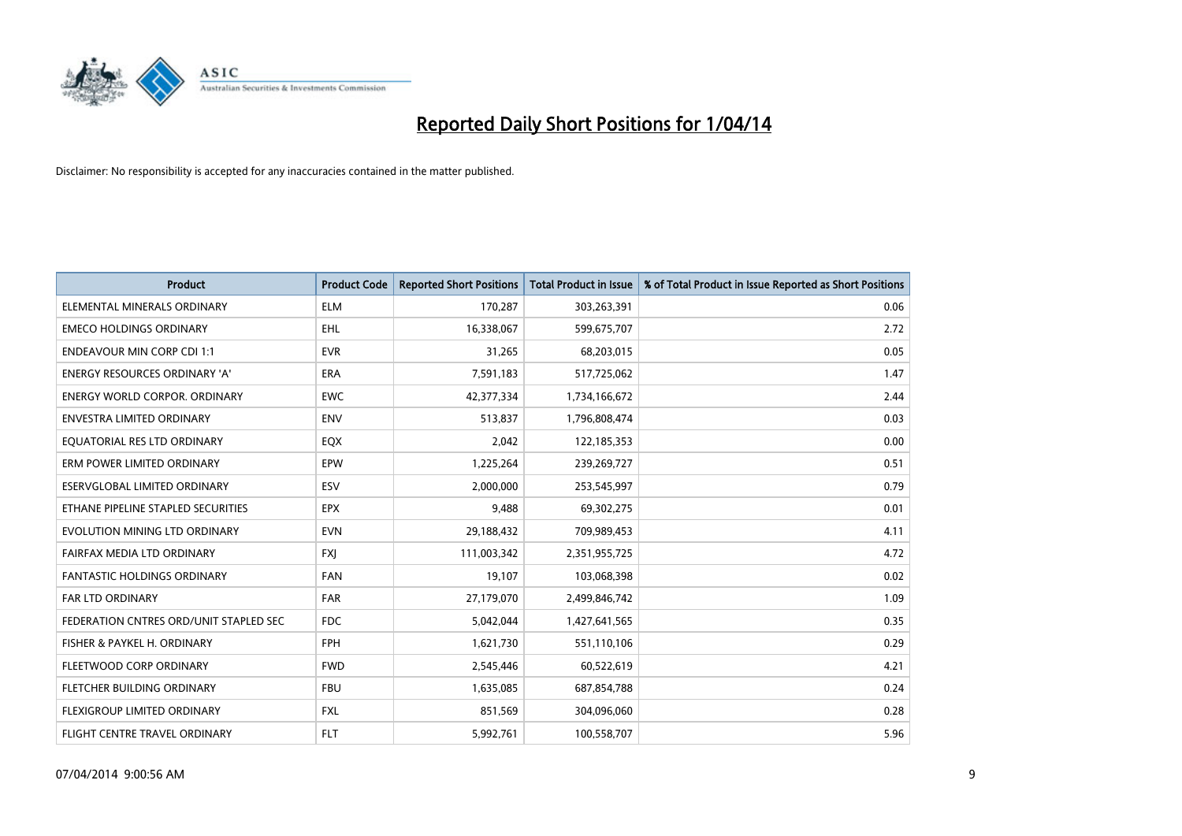# Reported Daily Short Positions for 1/04/14

Disclaimer: No responsibility is accepted for any inaccuracies contained in the matter published.

| Product | Product Code | Reported Short Positions | Total Product in Issue | % of Total Product in Issue Reported as Short Positions |
|---|---|---|---|---|
| ELEMENTAL MINERALS ORDINARY | ELM | 170,287 | 303,263,391 | 0.06 |
| EMECO HOLDINGS ORDINARY | EHL | 16,338,067 | 599,675,707 | 2.72 |
| ENDEAVOUR MIN CORP CDI 1:1 | EVR | 31,265 | 68,203,015 | 0.05 |
| ENERGY RESOURCES ORDINARY 'A' | ERA | 7,591,183 | 517,725,062 | 1.47 |
| ENERGY WORLD CORPOR. ORDINARY | EWC | 42,377,334 | 1,734,166,672 | 2.44 |
| ENVESTRA LIMITED ORDINARY | ENV | 513,837 | 1,796,808,474 | 0.03 |
| EQUATORIAL RES LTD ORDINARY | EQX | 2,042 | 122,185,353 | 0.00 |
| ERM POWER LIMITED ORDINARY | EPW | 1,225,264 | 239,269,727 | 0.51 |
| ESERVGLOBAL LIMITED ORDINARY | ESV | 2,000,000 | 253,545,997 | 0.79 |
| ETHANE PIPELINE STAPLED SECURITIES | EPX | 9,488 | 69,302,275 | 0.01 |
| EVOLUTION MINING LTD ORDINARY | EVN | 29,188,432 | 709,989,453 | 4.11 |
| FAIRFAX MEDIA LTD ORDINARY | FXJ | 111,003,342 | 2,351,955,725 | 4.72 |
| FANTASTIC HOLDINGS ORDINARY | FAN | 19,107 | 103,068,398 | 0.02 |
| FAR LTD ORDINARY | FAR | 27,179,070 | 2,499,846,742 | 1.09 |
| FEDERATION CNTRES ORD/UNIT STAPLED SEC | FDC | 5,042,044 | 1,427,641,565 | 0.35 |
| FISHER & PAYKEL H. ORDINARY | FPH | 1,621,730 | 551,110,106 | 0.29 |
| FLEETWOOD CORP ORDINARY | FWD | 2,545,446 | 60,522,619 | 4.21 |
| FLETCHER BUILDING ORDINARY | FBU | 1,635,085 | 687,854,788 | 0.24 |
| FLEXIGROUP LIMITED ORDINARY | FXL | 851,569 | 304,096,060 | 0.28 |
| FLIGHT CENTRE TRAVEL ORDINARY | FLT | 5,992,761 | 100,558,707 | 5.96 |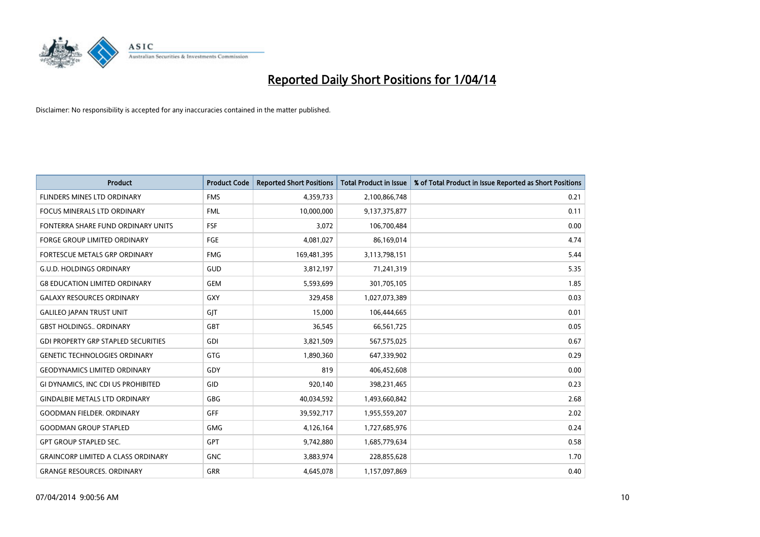# Reported Daily Short Positions for 1/04/14

Disclaimer: No responsibility is accepted for any inaccuracies contained in the matter published.

| Product | Product Code | Reported Short Positions | Total Product in Issue | % of Total Product in Issue Reported as Short Positions |
|---|---|---|---|---|
| FLINDERS MINES LTD ORDINARY | FMS | 4,359,733 | 2,100,866,748 | 0.21 |
| FOCUS MINERALS LTD ORDINARY | FML | 10,000,000 | 9,137,375,877 | 0.11 |
| FONTERRA SHARE FUND ORDINARY UNITS | FSF | 3,072 | 106,700,484 | 0.00 |
| FORGE GROUP LIMITED ORDINARY | FGE | 4,081,027 | 86,169,014 | 4.74 |
| FORTESCUE METALS GRP ORDINARY | FMG | 169,481,395 | 3,113,798,151 | 5.44 |
| G.U.D. HOLDINGS ORDINARY | GUD | 3,812,197 | 71,241,319 | 5.35 |
| G8 EDUCATION LIMITED ORDINARY | GEM | 5,593,699 | 301,705,105 | 1.85 |
| GALAXY RESOURCES ORDINARY | GXY | 329,458 | 1,027,073,389 | 0.03 |
| GALILEO JAPAN TRUST UNIT | GJT | 15,000 | 106,444,665 | 0.01 |
| GBST HOLDINGS.. ORDINARY | GBT | 36,545 | 66,561,725 | 0.05 |
| GDI PROPERTY GRP STAPLED SECURITIES | GDI | 3,821,509 | 567,575,025 | 0.67 |
| GENETIC TECHNOLOGIES ORDINARY | GTG | 1,890,360 | 647,339,902 | 0.29 |
| GEODYNAMICS LIMITED ORDINARY | GDY | 819 | 406,452,608 | 0.00 |
| GI DYNAMICS, INC CDI US PROHIBITED | GID | 920,140 | 398,231,465 | 0.23 |
| GINDALBIE METALS LTD ORDINARY | GBG | 40,034,592 | 1,493,660,842 | 2.68 |
| GOODMAN FIELDER. ORDINARY | GFF | 39,592,717 | 1,955,559,207 | 2.02 |
| GOODMAN GROUP STAPLED | GMG | 4,126,164 | 1,727,685,976 | 0.24 |
| GPT GROUP STAPLED SEC. | GPT | 9,742,880 | 1,685,779,634 | 0.58 |
| GRAINCORP LIMITED A CLASS ORDINARY | GNC | 3,883,974 | 228,855,628 | 1.70 |
| GRANGE RESOURCES. ORDINARY | GRR | 4,645,078 | 1,157,097,869 | 0.40 |

07/04/2014 9:00:56 AM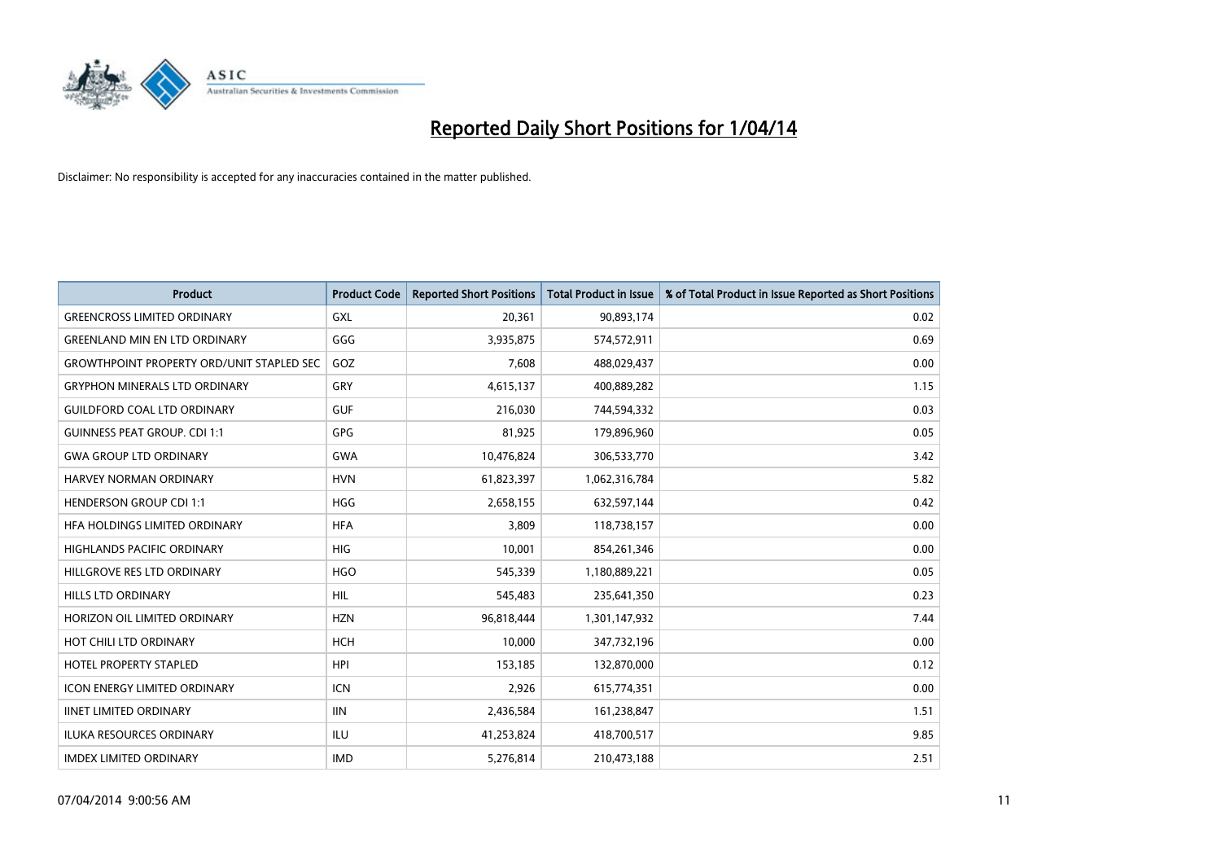# Reported Daily Short Positions for 1/04/14

Disclaimer: No responsibility is accepted for any inaccuracies contained in the matter published.

| Product | Product Code | Reported Short Positions | Total Product in Issue | % of Total Product in Issue Reported as Short Positions |
|---|---|---|---|---|
| GREENCROSS LIMITED ORDINARY | GXL | 20,361 | 90,893,174 | 0.02 |
| GREENLAND MIN EN LTD ORDINARY | GGG | 3,935,875 | 574,572,911 | 0.69 |
| GROWTHPOINT PROPERTY ORD/UNIT STAPLED SEC | GOZ | 7,608 | 488,029,437 | 0.00 |
| GRYPHON MINERALS LTD ORDINARY | GRY | 4,615,137 | 400,889,282 | 1.15 |
| GUILDFORD COAL LTD ORDINARY | GUF | 216,030 | 744,594,332 | 0.03 |
| GUINNESS PEAT GROUP. CDI 1:1 | GPG | 81,925 | 179,896,960 | 0.05 |
| GWA GROUP LTD ORDINARY | GWA | 10,476,824 | 306,533,770 | 3.42 |
| HARVEY NORMAN ORDINARY | HVN | 61,823,397 | 1,062,316,784 | 5.82 |
| HENDERSON GROUP CDI 1:1 | HGG | 2,658,155 | 632,597,144 | 0.42 |
| HFA HOLDINGS LIMITED ORDINARY | HFA | 3,809 | 118,738,157 | 0.00 |
| HIGHLANDS PACIFIC ORDINARY | HIG | 10,001 | 854,261,346 | 0.00 |
| HILLGROVE RES LTD ORDINARY | HGO | 545,339 | 1,180,889,221 | 0.05 |
| HILLS LTD ORDINARY | HIL | 545,483 | 235,641,350 | 0.23 |
| HORIZON OIL LIMITED ORDINARY | HZN | 96,818,444 | 1,301,147,932 | 7.44 |
| HOT CHILI LTD ORDINARY | HCH | 10,000 | 347,732,196 | 0.00 |
| HOTEL PROPERTY STAPLED | HPI | 153,185 | 132,870,000 | 0.12 |
| ICON ENERGY LIMITED ORDINARY | ICN | 2,926 | 615,774,351 | 0.00 |
| IINET LIMITED ORDINARY | IIN | 2,436,584 | 161,238,847 | 1.51 |
| ILUKA RESOURCES ORDINARY | ILU | 41,253,824 | 418,700,517 | 9.85 |
| IMDEX LIMITED ORDINARY | IMD | 5,276,814 | 210,473,188 | 2.51 |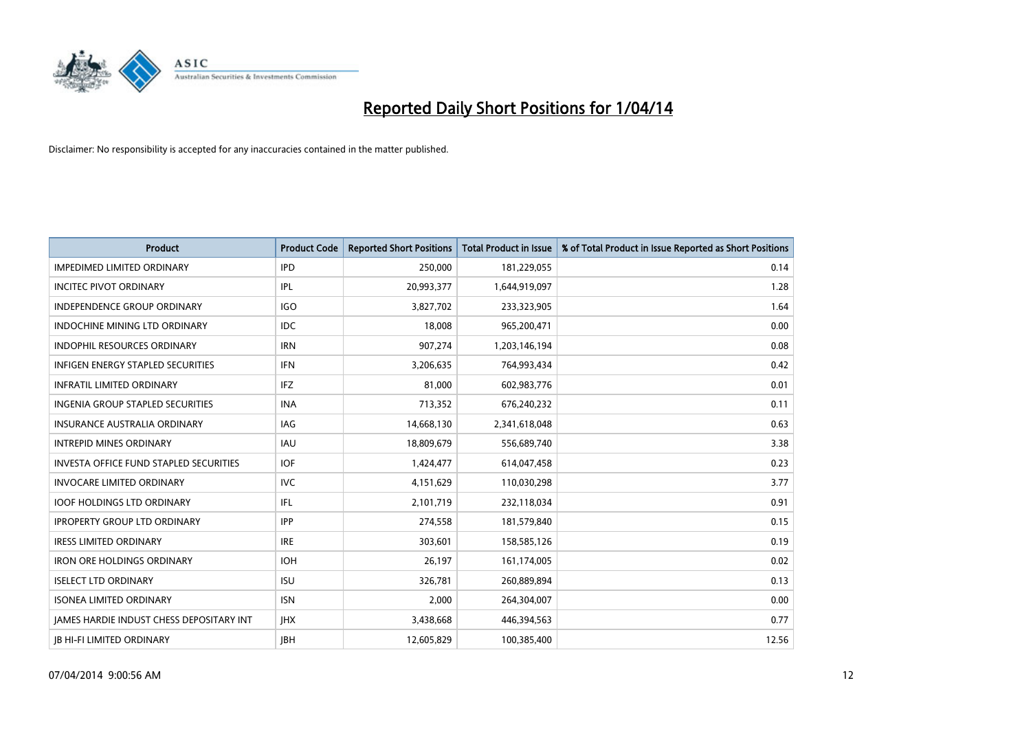# Reported Daily Short Positions for 1/04/14

Disclaimer: No responsibility is accepted for any inaccuracies contained in the matter published.

| Product | Product Code | Reported Short Positions | Total Product in Issue | % of Total Product in Issue Reported as Short Positions |
|---|---|---|---|---|
| IMPEDIMED LIMITED ORDINARY | IPD | 250,000 | 181,229,055 | 0.14 |
| INCITEC PIVOT ORDINARY | IPL | 20,993,377 | 1,644,919,097 | 1.28 |
| INDEPENDENCE GROUP ORDINARY | IGO | 3,827,702 | 233,323,905 | 1.64 |
| INDOCHINE MINING LTD ORDINARY | IDC | 18,008 | 965,200,471 | 0.00 |
| INDOPHIL RESOURCES ORDINARY | IRN | 907,274 | 1,203,146,194 | 0.08 |
| INFIGEN ENERGY STAPLED SECURITIES | IFN | 3,206,635 | 764,993,434 | 0.42 |
| INFRATIL LIMITED ORDINARY | IFZ | 81,000 | 602,983,776 | 0.01 |
| INGENIA GROUP STAPLED SECURITIES | INA | 713,352 | 676,240,232 | 0.11 |
| INSURANCE AUSTRALIA ORDINARY | IAG | 14,668,130 | 2,341,618,048 | 0.63 |
| INTREPID MINES ORDINARY | IAU | 18,809,679 | 556,689,740 | 3.38 |
| INVESTA OFFICE FUND STAPLED SECURITIES | IOF | 1,424,477 | 614,047,458 | 0.23 |
| INVOCARE LIMITED ORDINARY | IVC | 4,151,629 | 110,030,298 | 3.77 |
| IOOF HOLDINGS LTD ORDINARY | IFL | 2,101,719 | 232,118,034 | 0.91 |
| IPROPERTY GROUP LTD ORDINARY | IPP | 274,558 | 181,579,840 | 0.15 |
| IRESS LIMITED ORDINARY | IRE | 303,601 | 158,585,126 | 0.19 |
| IRON ORE HOLDINGS ORDINARY | IOH | 26,197 | 161,174,005 | 0.02 |
| ISELECT LTD ORDINARY | ISU | 326,781 | 260,889,894 | 0.13 |
| ISONEA LIMITED ORDINARY | ISN | 2,000 | 264,304,007 | 0.00 |
| JAMES HARDIE INDUST CHESS DEPOSITARY INT | JHX | 3,438,668 | 446,394,563 | 0.77 |
| JB HI-FI LIMITED ORDINARY | JBH | 12,605,829 | 100,385,400 | 12.56 |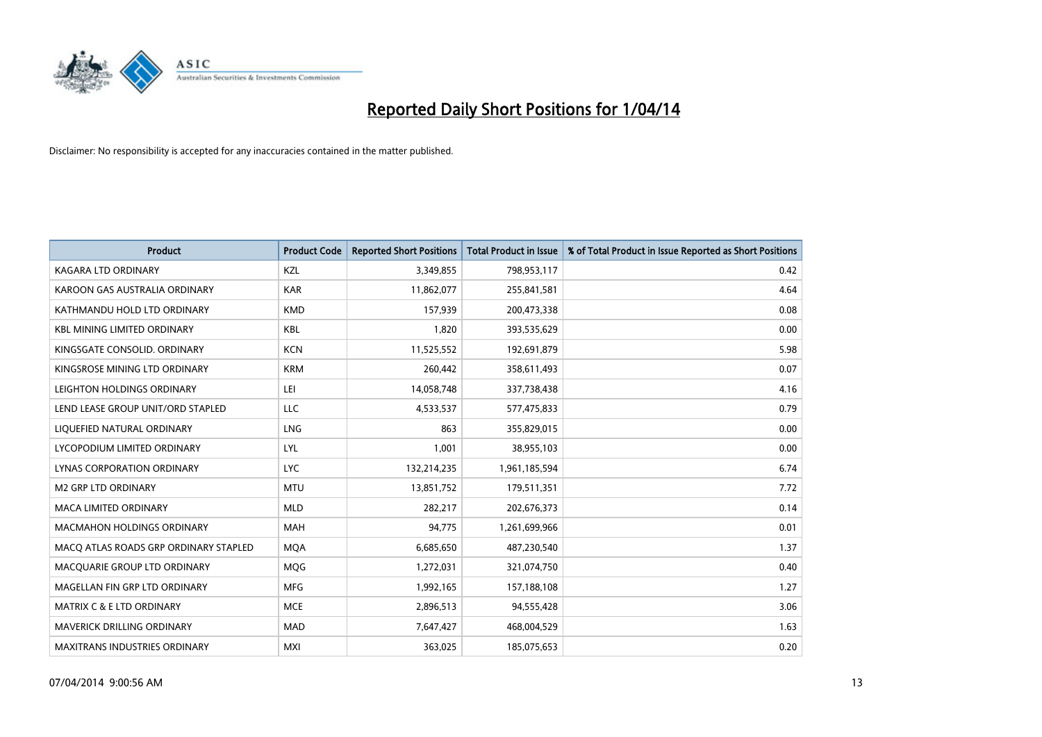# Reported Daily Short Positions for 1/04/14

Disclaimer: No responsibility is accepted for any inaccuracies contained in the matter published.

| Product | Product Code | Reported Short Positions | Total Product in Issue | % of Total Product in Issue Reported as Short Positions |
|---|---|---|---|---|
| KAGARA LTD ORDINARY | KZL | 3,349,855 | 798,953,117 | 0.42 |
| KAROON GAS AUSTRALIA ORDINARY | KAR | 11,862,077 | 255,841,581 | 4.64 |
| KATHMANDU HOLD LTD ORDINARY | KMD | 157,939 | 200,473,338 | 0.08 |
| KBL MINING LIMITED ORDINARY | KBL | 1,820 | 393,535,629 | 0.00 |
| KINGSGATE CONSOLID. ORDINARY | KCN | 11,525,552 | 192,691,879 | 5.98 |
| KINGSROSE MINING LTD ORDINARY | KRM | 260,442 | 358,611,493 | 0.07 |
| LEIGHTON HOLDINGS ORDINARY | LEI | 14,058,748 | 337,738,438 | 4.16 |
| LEND LEASE GROUP UNIT/ORD STAPLED | LLC | 4,533,537 | 577,475,833 | 0.79 |
| LIQUEFIED NATURAL ORDINARY | LNG | 863 | 355,829,015 | 0.00 |
| LYCOPODIUM LIMITED ORDINARY | LYL | 1,001 | 38,955,103 | 0.00 |
| LYNAS CORPORATION ORDINARY | LYC | 132,214,235 | 1,961,185,594 | 6.74 |
| M2 GRP LTD ORDINARY | MTU | 13,851,752 | 179,511,351 | 7.72 |
| MACA LIMITED ORDINARY | MLD | 282,217 | 202,676,373 | 0.14 |
| MACMAHON HOLDINGS ORDINARY | MAH | 94,775 | 1,261,699,966 | 0.01 |
| MACQ ATLAS ROADS GRP ORDINARY STAPLED | MQA | 6,685,650 | 487,230,540 | 1.37 |
| MACQUARIE GROUP LTD ORDINARY | MQG | 1,272,031 | 321,074,750 | 0.40 |
| MAGELLAN FIN GRP LTD ORDINARY | MFG | 1,992,165 | 157,188,108 | 1.27 |
| MATRIX C & E LTD ORDINARY | MCE | 2,896,513 | 94,555,428 | 3.06 |
| MAVERICK DRILLING ORDINARY | MAD | 7,647,427 | 468,004,529 | 1.63 |
| MAXITRANS INDUSTRIES ORDINARY | MXI | 363,025 | 185,075,653 | 0.20 |

07/04/2014 9:00:56 AM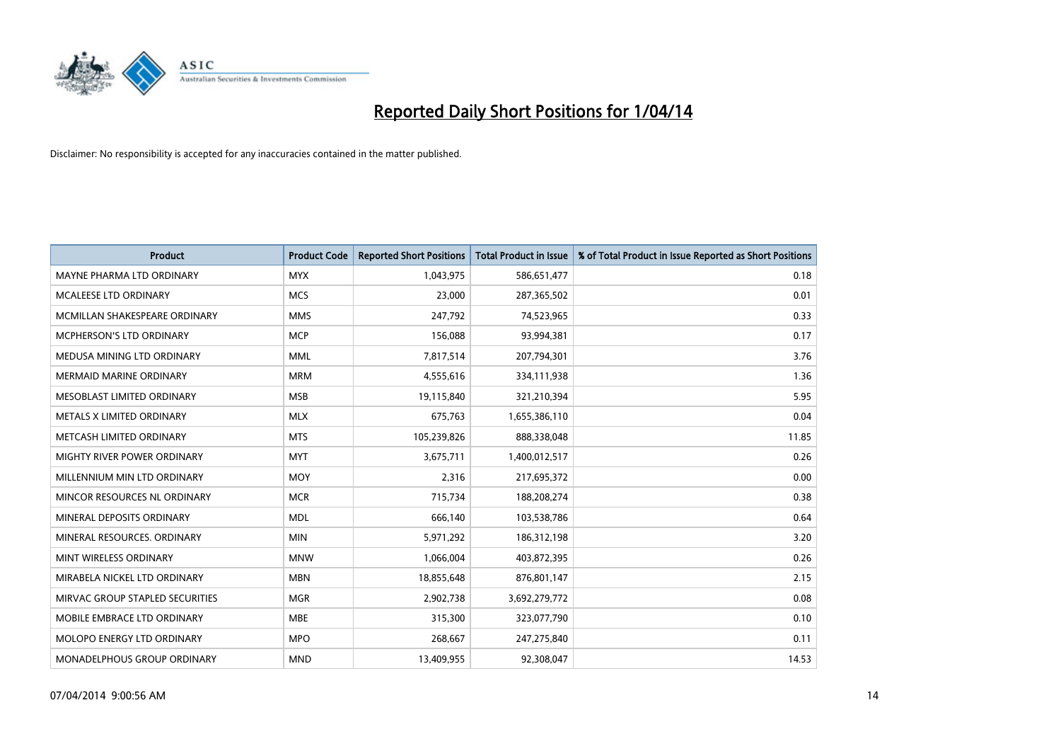# Reported Daily Short Positions for 1/04/14

Disclaimer: No responsibility is accepted for any inaccuracies contained in the matter published.

| Product | Product Code | Reported Short Positions | Total Product in Issue | % of Total Product in Issue Reported as Short Positions |
|---|---|---|---|---|
| MAYNE PHARMA LTD ORDINARY | MYX | 1,043,975 | 586,651,477 | 0.18 |
| MCALEESE LTD ORDINARY | MCS | 23,000 | 287,365,502 | 0.01 |
| MCMILLAN SHAKESPEARE ORDINARY | MMS | 247,792 | 74,523,965 | 0.33 |
| MCPHERSON'S LTD ORDINARY | MCP | 156,088 | 93,994,381 | 0.17 |
| MEDUSA MINING LTD ORDINARY | MML | 7,817,514 | 207,794,301 | 3.76 |
| MERMAID MARINE ORDINARY | MRM | 4,555,616 | 334,111,938 | 1.36 |
| MESOBLAST LIMITED ORDINARY | MSB | 19,115,840 | 321,210,394 | 5.95 |
| METALS X LIMITED ORDINARY | MLX | 675,763 | 1,655,386,110 | 0.04 |
| METCASH LIMITED ORDINARY | MTS | 105,239,826 | 888,338,048 | 11.85 |
| MIGHTY RIVER POWER ORDINARY | MYT | 3,675,711 | 1,400,012,517 | 0.26 |
| MILLENNIUM MIN LTD ORDINARY | MOY | 2,316 | 217,695,372 | 0.00 |
| MINCOR RESOURCES NL ORDINARY | MCR | 715,734 | 188,208,274 | 0.38 |
| MINERAL DEPOSITS ORDINARY | MDL | 666,140 | 103,538,786 | 0.64 |
| MINERAL RESOURCES. ORDINARY | MIN | 5,971,292 | 186,312,198 | 3.20 |
| MINT WIRELESS ORDINARY | MNW | 1,066,004 | 403,872,395 | 0.26 |
| MIRABELA NICKEL LTD ORDINARY | MBN | 18,855,648 | 876,801,147 | 2.15 |
| MIRVAC GROUP STAPLED SECURITIES | MGR | 2,902,738 | 3,692,279,772 | 0.08 |
| MOBILE EMBRACE LTD ORDINARY | MBE | 315,300 | 323,077,790 | 0.10 |
| MOLOPO ENERGY LTD ORDINARY | MPO | 268,667 | 247,275,840 | 0.11 |
| MONADELPHOUS GROUP ORDINARY | MND | 13,409,955 | 92,308,047 | 14.53 |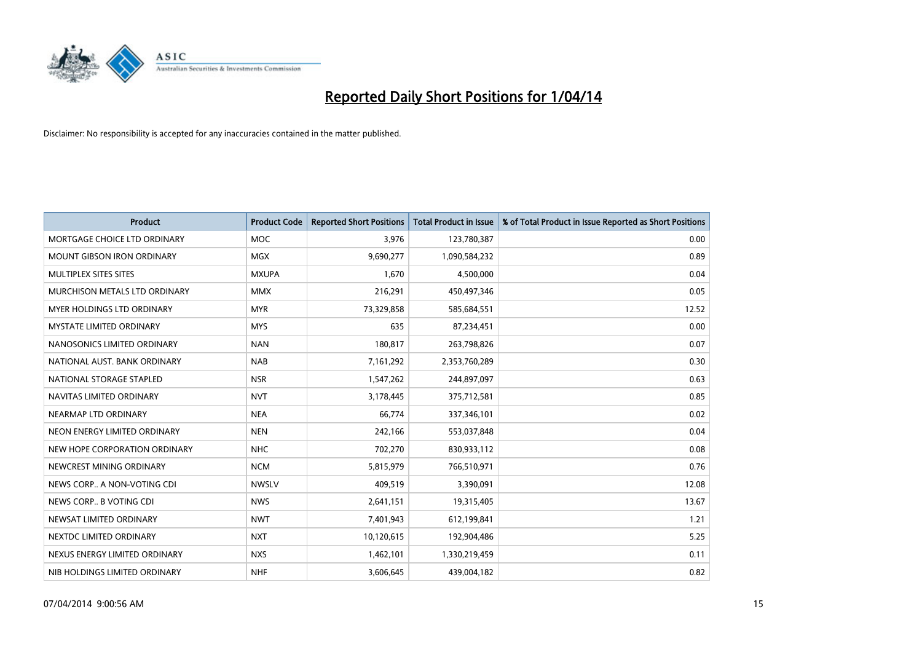# Reported Daily Short Positions for 1/04/14

Disclaimer: No responsibility is accepted for any inaccuracies contained in the matter published.

| Product | Product Code | Reported Short Positions | Total Product in Issue | % of Total Product in Issue Reported as Short Positions |
|---|---|---|---|---|
| MORTGAGE CHOICE LTD ORDINARY | MOC | 3,976 | 123,780,387 | 0.00 |
| MOUNT GIBSON IRON ORDINARY | MGX | 9,690,277 | 1,090,584,232 | 0.89 |
| MULTIPLEX SITES SITES | MXUPA | 1,670 | 4,500,000 | 0.04 |
| MURCHISON METALS LTD ORDINARY | MMX | 216,291 | 450,497,346 | 0.05 |
| MYER HOLDINGS LTD ORDINARY | MYR | 73,329,858 | 585,684,551 | 12.52 |
| MYSTATE LIMITED ORDINARY | MYS | 635 | 87,234,451 | 0.00 |
| NANOSONICS LIMITED ORDINARY | NAN | 180,817 | 263,798,826 | 0.07 |
| NATIONAL AUST. BANK ORDINARY | NAB | 7,161,292 | 2,353,760,289 | 0.30 |
| NATIONAL STORAGE STAPLED | NSR | 1,547,262 | 244,897,097 | 0.63 |
| NAVITAS LIMITED ORDINARY | NVT | 3,178,445 | 375,712,581 | 0.85 |
| NEARMAP LTD ORDINARY | NEA | 66,774 | 337,346,101 | 0.02 |
| NEON ENERGY LIMITED ORDINARY | NEN | 242,166 | 553,037,848 | 0.04 |
| NEW HOPE CORPORATION ORDINARY | NHC | 702,270 | 830,933,112 | 0.08 |
| NEWCREST MINING ORDINARY | NCM | 5,815,979 | 766,510,971 | 0.76 |
| NEWS CORP.. A NON-VOTING CDI | NWSLV | 409,519 | 3,390,091 | 12.08 |
| NEWS CORP.. B VOTING CDI | NWS | 2,641,151 | 19,315,405 | 13.67 |
| NEWSAT LIMITED ORDINARY | NWT | 7,401,943 | 612,199,841 | 1.21 |
| NEXTDC LIMITED ORDINARY | NXT | 10,120,615 | 192,904,486 | 5.25 |
| NEXUS ENERGY LIMITED ORDINARY | NXS | 1,462,101 | 1,330,219,459 | 0.11 |
| NIB HOLDINGS LIMITED ORDINARY | NHF | 3,606,645 | 439,004,182 | 0.82 |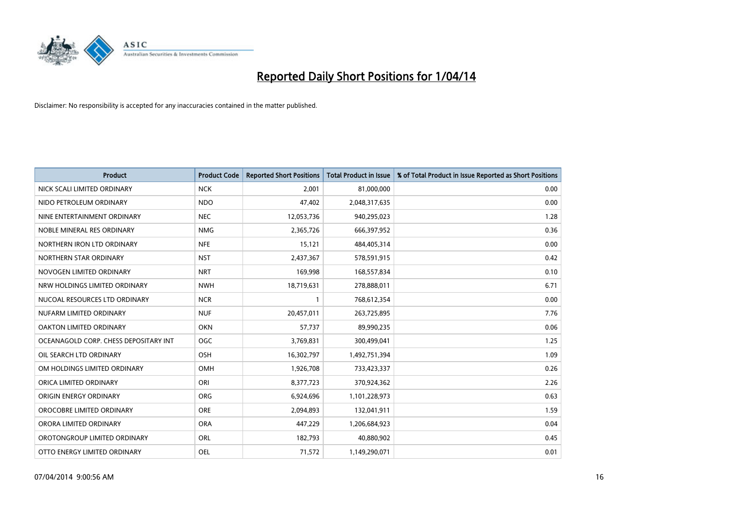# Reported Daily Short Positions for 1/04/14

Disclaimer: No responsibility is accepted for any inaccuracies contained in the matter published.

| Product | Product Code | Reported Short Positions | Total Product in Issue | % of Total Product in Issue Reported as Short Positions |
|---|---|---|---|---|
| NICK SCALI LIMITED ORDINARY | NCK | 2,001 | 81,000,000 | 0.00 |
| NIDO PETROLEUM ORDINARY | NDO | 47,402 | 2,048,317,635 | 0.00 |
| NINE ENTERTAINMENT ORDINARY | NEC | 12,053,736 | 940,295,023 | 1.28 |
| NOBLE MINERAL RES ORDINARY | NMG | 2,365,726 | 666,397,952 | 0.36 |
| NORTHERN IRON LTD ORDINARY | NFE | 15,121 | 484,405,314 | 0.00 |
| NORTHERN STAR ORDINARY | NST | 2,437,367 | 578,591,915 | 0.42 |
| NOVOGEN LIMITED ORDINARY | NRT | 169,998 | 168,557,834 | 0.10 |
| NRW HOLDINGS LIMITED ORDINARY | NWH | 18,719,631 | 278,888,011 | 6.71 |
| NUCOAL RESOURCES LTD ORDINARY | NCR | 1 | 768,612,354 | 0.00 |
| NUFARM LIMITED ORDINARY | NUF | 20,457,011 | 263,725,895 | 7.76 |
| OAKTON LIMITED ORDINARY | OKN | 57,737 | 89,990,235 | 0.06 |
| OCEANAGOLD CORP. CHESS DEPOSITARY INT | OGC | 3,769,831 | 300,499,041 | 1.25 |
| OIL SEARCH LTD ORDINARY | OSH | 16,302,797 | 1,492,751,394 | 1.09 |
| OM HOLDINGS LIMITED ORDINARY | OMH | 1,926,708 | 733,423,337 | 0.26 |
| ORICA LIMITED ORDINARY | ORI | 8,377,723 | 370,924,362 | 2.26 |
| ORIGIN ENERGY ORDINARY | ORG | 6,924,696 | 1,101,228,973 | 0.63 |
| OROCOBRE LIMITED ORDINARY | ORE | 2,094,893 | 132,041,911 | 1.59 |
| ORORA LIMITED ORDINARY | ORA | 447,229 | 1,206,684,923 | 0.04 |
| OROTONGROUP LIMITED ORDINARY | ORL | 182,793 | 40,880,902 | 0.45 |
| OTTO ENERGY LIMITED ORDINARY | OEL | 71,572 | 1,149,290,071 | 0.01 |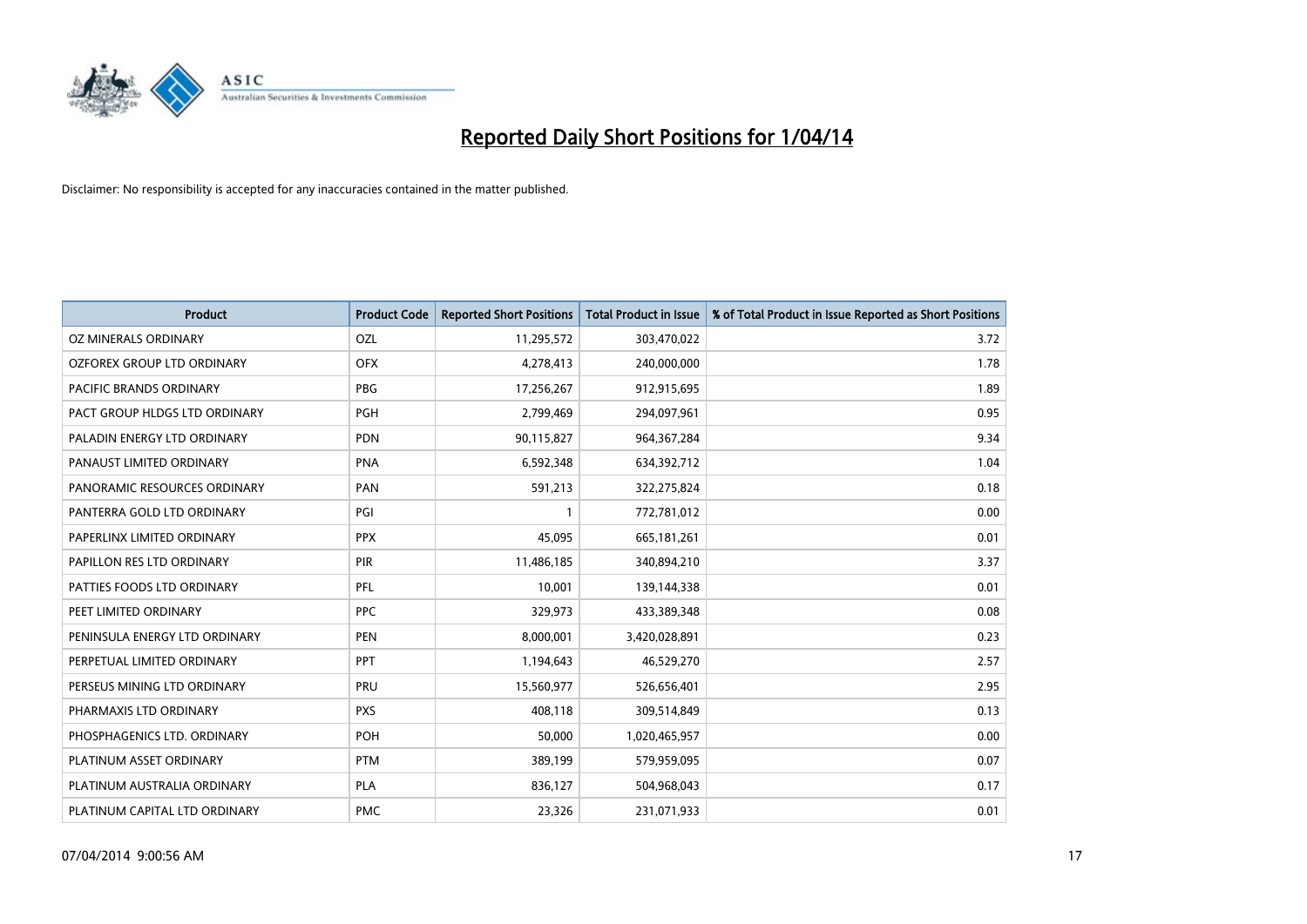# Reported Daily Short Positions for 1/04/14

Disclaimer: No responsibility is accepted for any inaccuracies contained in the matter published.

| Product | Product Code | Reported Short Positions | Total Product in Issue | % of Total Product in Issue Reported as Short Positions |
|---|---|---|---|---|
| OZ MINERALS ORDINARY | OZL | 11,295,572 | 303,470,022 | 3.72 |
| OZFOREX GROUP LTD ORDINARY | OFX | 4,278,413 | 240,000,000 | 1.78 |
| PACIFIC BRANDS ORDINARY | PBG | 17,256,267 | 912,915,695 | 1.89 |
| PACT GROUP HLDGS LTD ORDINARY | PGH | 2,799,469 | 294,097,961 | 0.95 |
| PALADIN ENERGY LTD ORDINARY | PDN | 90,115,827 | 964,367,284 | 9.34 |
| PANAUST LIMITED ORDINARY | PNA | 6,592,348 | 634,392,712 | 1.04 |
| PANORAMIC RESOURCES ORDINARY | PAN | 591,213 | 322,275,824 | 0.18 |
| PANTERRA GOLD LTD ORDINARY | PGI | 1 | 772,781,012 | 0.00 |
| PAPERLINX LIMITED ORDINARY | PPX | 45,095 | 665,181,261 | 0.01 |
| PAPILLON RES LTD ORDINARY | PIR | 11,486,185 | 340,894,210 | 3.37 |
| PATTIES FOODS LTD ORDINARY | PFL | 10,001 | 139,144,338 | 0.01 |
| PEET LIMITED ORDINARY | PPC | 329,973 | 433,389,348 | 0.08 |
| PENINSULA ENERGY LTD ORDINARY | PEN | 8,000,001 | 3,420,028,891 | 0.23 |
| PERPETUAL LIMITED ORDINARY | PPT | 1,194,643 | 46,529,270 | 2.57 |
| PERSEUS MINING LTD ORDINARY | PRU | 15,560,977 | 526,656,401 | 2.95 |
| PHARMAXIS LTD ORDINARY | PXS | 408,118 | 309,514,849 | 0.13 |
| PHOSPHAGENICS LTD. ORDINARY | POH | 50,000 | 1,020,465,957 | 0.00 |
| PLATINUM ASSET ORDINARY | PTM | 389,199 | 579,959,095 | 0.07 |
| PLATINUM AUSTRALIA ORDINARY | PLA | 836,127 | 504,968,043 | 0.17 |
| PLATINUM CAPITAL LTD ORDINARY | PMC | 23,326 | 231,071,933 | 0.01 |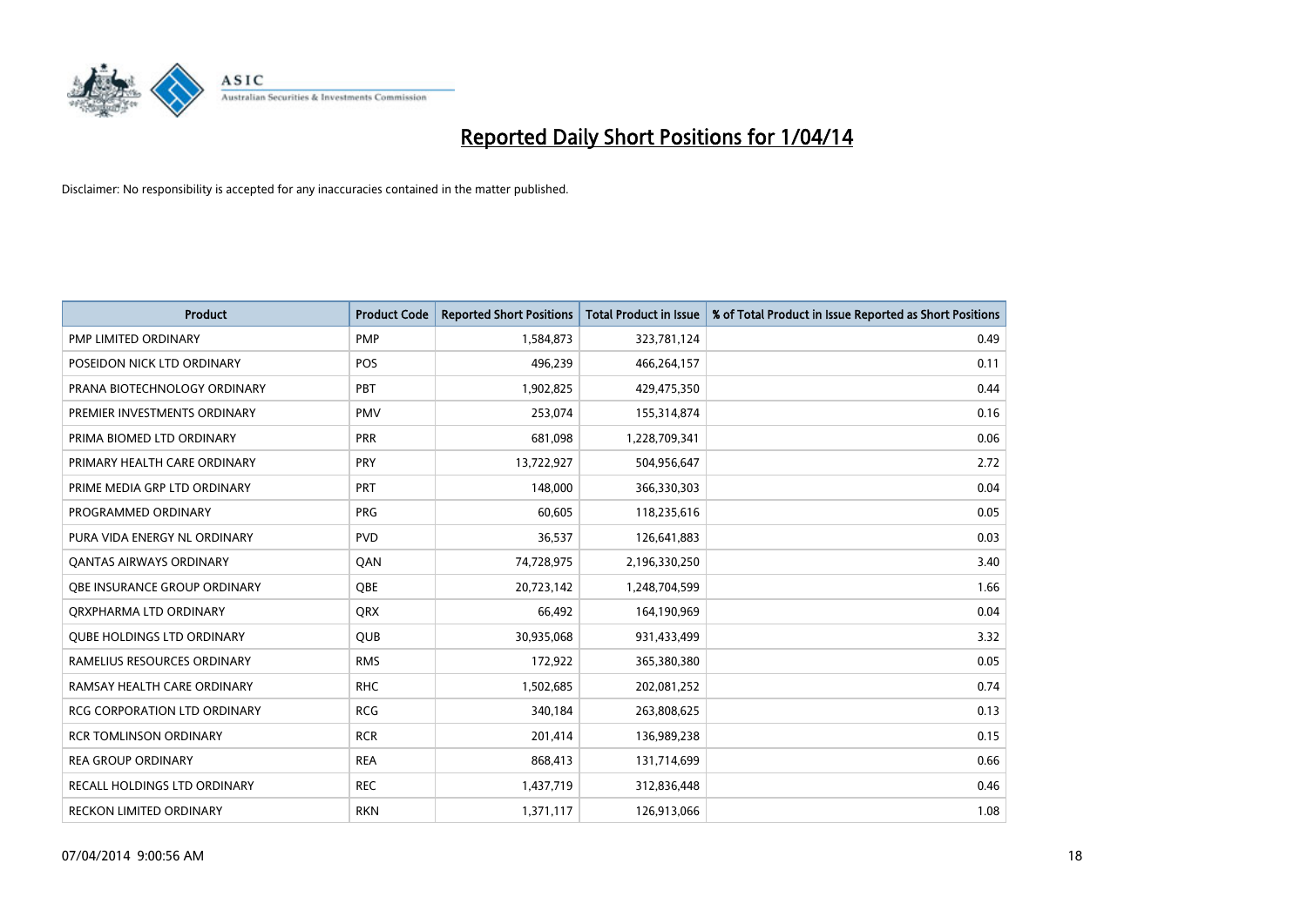# Reported Daily Short Positions for 1/04/14

Disclaimer: No responsibility is accepted for any inaccuracies contained in the matter published.

| Product | Product Code | Reported Short Positions | Total Product in Issue | % of Total Product in Issue Reported as Short Positions |
|---|---|---|---|---|
| PMP LIMITED ORDINARY | PMP | 1,584,873 | 323,781,124 | 0.49 |
| POSEIDON NICK LTD ORDINARY | POS | 496,239 | 466,264,157 | 0.11 |
| PRANA BIOTECHNOLOGY ORDINARY | PBT | 1,902,825 | 429,475,350 | 0.44 |
| PREMIER INVESTMENTS ORDINARY | PMV | 253,074 | 155,314,874 | 0.16 |
| PRIMA BIOMED LTD ORDINARY | PRR | 681,098 | 1,228,709,341 | 0.06 |
| PRIMARY HEALTH CARE ORDINARY | PRY | 13,722,927 | 504,956,647 | 2.72 |
| PRIME MEDIA GRP LTD ORDINARY | PRT | 148,000 | 366,330,303 | 0.04 |
| PROGRAMMED ORDINARY | PRG | 60,605 | 118,235,616 | 0.05 |
| PURA VIDA ENERGY NL ORDINARY | PVD | 36,537 | 126,641,883 | 0.03 |
| QANTAS AIRWAYS ORDINARY | QAN | 74,728,975 | 2,196,330,250 | 3.40 |
| QBE INSURANCE GROUP ORDINARY | QBE | 20,723,142 | 1,248,704,599 | 1.66 |
| QRXPHARMA LTD ORDINARY | QRX | 66,492 | 164,190,969 | 0.04 |
| QUBE HOLDINGS LTD ORDINARY | QUB | 30,935,068 | 931,433,499 | 3.32 |
| RAMELIUS RESOURCES ORDINARY | RMS | 172,922 | 365,380,380 | 0.05 |
| RAMSAY HEALTH CARE ORDINARY | RHC | 1,502,685 | 202,081,252 | 0.74 |
| RCG CORPORATION LTD ORDINARY | RCG | 340,184 | 263,808,625 | 0.13 |
| RCR TOMLINSON ORDINARY | RCR | 201,414 | 136,989,238 | 0.15 |
| REA GROUP ORDINARY | REA | 868,413 | 131,714,699 | 0.66 |
| RECALL HOLDINGS LTD ORDINARY | REC | 1,437,719 | 312,836,448 | 0.46 |
| RECKON LIMITED ORDINARY | RKN | 1,371,117 | 126,913,066 | 1.08 |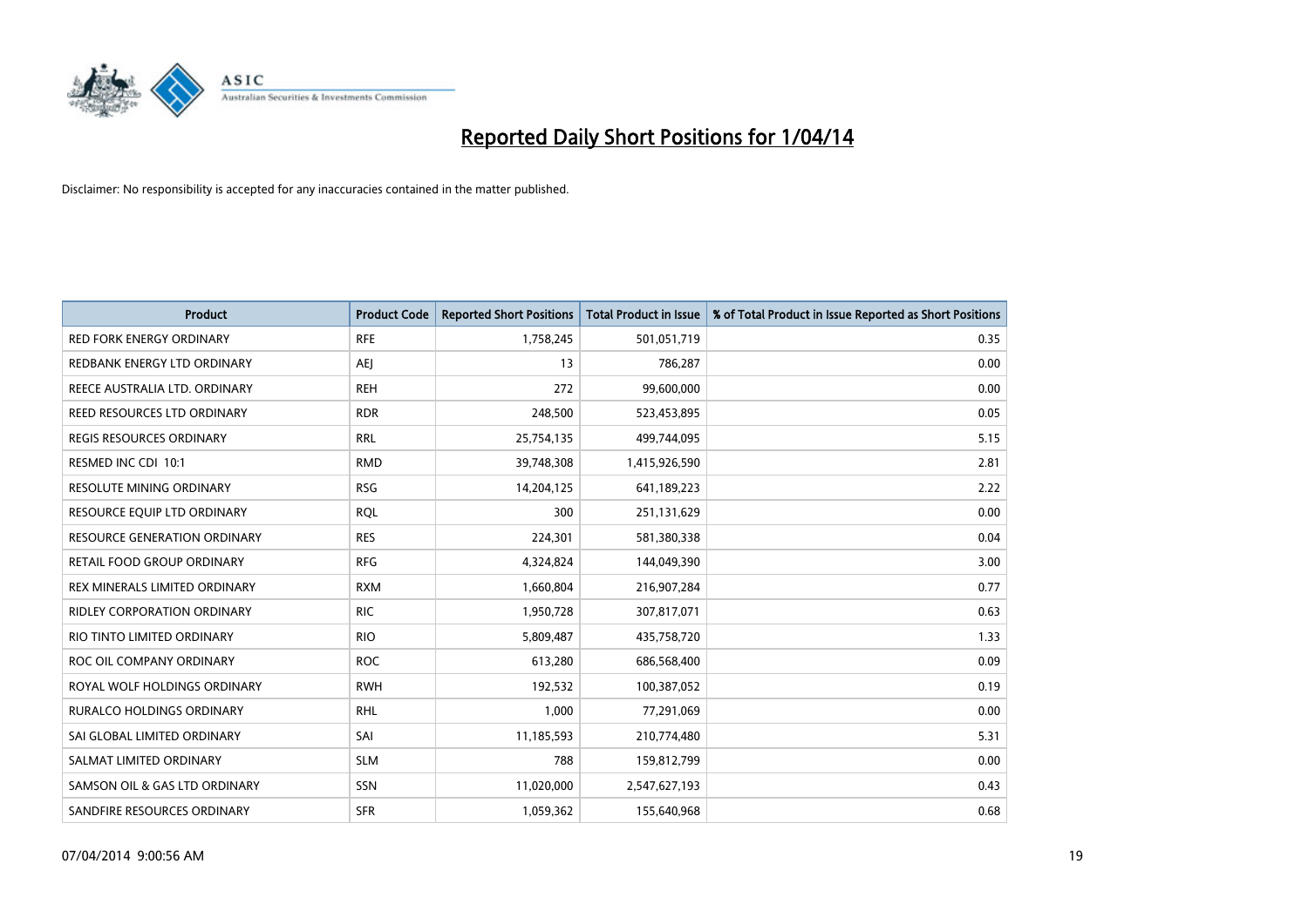# Reported Daily Short Positions for 1/04/14

Disclaimer: No responsibility is accepted for any inaccuracies contained in the matter published.

| Product | Product Code | Reported Short Positions | Total Product in Issue | % of Total Product in Issue Reported as Short Positions |
|---|---|---|---|---|
| RED FORK ENERGY ORDINARY | RFE | 1,758,245 | 501,051,719 | 0.35 |
| REDBANK ENERGY LTD ORDINARY | AEJ | 13 | 786,287 | 0.00 |
| REECE AUSTRALIA LTD. ORDINARY | REH | 272 | 99,600,000 | 0.00 |
| REED RESOURCES LTD ORDINARY | RDR | 248,500 | 523,453,895 | 0.05 |
| REGIS RESOURCES ORDINARY | RRL | 25,754,135 | 499,744,095 | 5.15 |
| RESMED INC CDI 10:1 | RMD | 39,748,308 | 1,415,926,590 | 2.81 |
| RESOLUTE MINING ORDINARY | RSG | 14,204,125 | 641,189,223 | 2.22 |
| RESOURCE EQUIP LTD ORDINARY | RQL | 300 | 251,131,629 | 0.00 |
| RESOURCE GENERATION ORDINARY | RES | 224,301 | 581,380,338 | 0.04 |
| RETAIL FOOD GROUP ORDINARY | RFG | 4,324,824 | 144,049,390 | 3.00 |
| REX MINERALS LIMITED ORDINARY | RXM | 1,660,804 | 216,907,284 | 0.77 |
| RIDLEY CORPORATION ORDINARY | RIC | 1,950,728 | 307,817,071 | 0.63 |
| RIO TINTO LIMITED ORDINARY | RIO | 5,809,487 | 435,758,720 | 1.33 |
| ROC OIL COMPANY ORDINARY | ROC | 613,280 | 686,568,400 | 0.09 |
| ROYAL WOLF HOLDINGS ORDINARY | RWH | 192,532 | 100,387,052 | 0.19 |
| RURALCO HOLDINGS ORDINARY | RHL | 1,000 | 77,291,069 | 0.00 |
| SAI GLOBAL LIMITED ORDINARY | SAI | 11,185,593 | 210,774,480 | 5.31 |
| SALMAT LIMITED ORDINARY | SLM | 788 | 159,812,799 | 0.00 |
| SAMSON OIL & GAS LTD ORDINARY | SSN | 11,020,000 | 2,547,627,193 | 0.43 |
| SANDFIRE RESOURCES ORDINARY | SFR | 1,059,362 | 155,640,968 | 0.68 |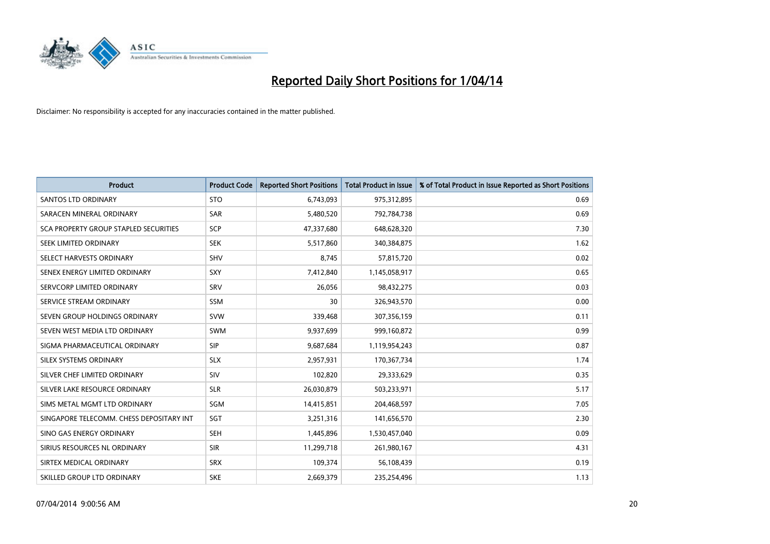# Reported Daily Short Positions for 1/04/14

Disclaimer: No responsibility is accepted for any inaccuracies contained in the matter published.

| Product | Product Code | Reported Short Positions | Total Product in Issue | % of Total Product in Issue Reported as Short Positions |
|---|---|---|---|---|
| SANTOS LTD ORDINARY | STO | 6,743,093 | 975,312,895 | 0.69 |
| SARACEN MINERAL ORDINARY | SAR | 5,480,520 | 792,784,738 | 0.69 |
| SCA PROPERTY GROUP STAPLED SECURITIES | SCP | 47,337,680 | 648,628,320 | 7.30 |
| SEEK LIMITED ORDINARY | SEK | 5,517,860 | 340,384,875 | 1.62 |
| SELECT HARVESTS ORDINARY | SHV | 8,745 | 57,815,720 | 0.02 |
| SENEX ENERGY LIMITED ORDINARY | SXY | 7,412,840 | 1,145,058,917 | 0.65 |
| SERVCORP LIMITED ORDINARY | SRV | 26,056 | 98,432,275 | 0.03 |
| SERVICE STREAM ORDINARY | SSM | 30 | 326,943,570 | 0.00 |
| SEVEN GROUP HOLDINGS ORDINARY | SVW | 339,468 | 307,356,159 | 0.11 |
| SEVEN WEST MEDIA LTD ORDINARY | SWM | 9,937,699 | 999,160,872 | 0.99 |
| SIGMA PHARMACEUTICAL ORDINARY | SIP | 9,687,684 | 1,119,954,243 | 0.87 |
| SILEX SYSTEMS ORDINARY | SLX | 2,957,931 | 170,367,734 | 1.74 |
| SILVER CHEF LIMITED ORDINARY | SIV | 102,820 | 29,333,629 | 0.35 |
| SILVER LAKE RESOURCE ORDINARY | SLR | 26,030,879 | 503,233,971 | 5.17 |
| SIMS METAL MGMT LTD ORDINARY | SGM | 14,415,851 | 204,468,597 | 7.05 |
| SINGAPORE TELECOMM. CHESS DEPOSITARY INT | SGT | 3,251,316 | 141,656,570 | 2.30 |
| SINO GAS ENERGY ORDINARY | SEH | 1,445,896 | 1,530,457,040 | 0.09 |
| SIRIUS RESOURCES NL ORDINARY | SIR | 11,299,718 | 261,980,167 | 4.31 |
| SIRTEX MEDICAL ORDINARY | SRX | 109,374 | 56,108,439 | 0.19 |
| SKILLED GROUP LTD ORDINARY | SKE | 2,669,379 | 235,254,496 | 1.13 |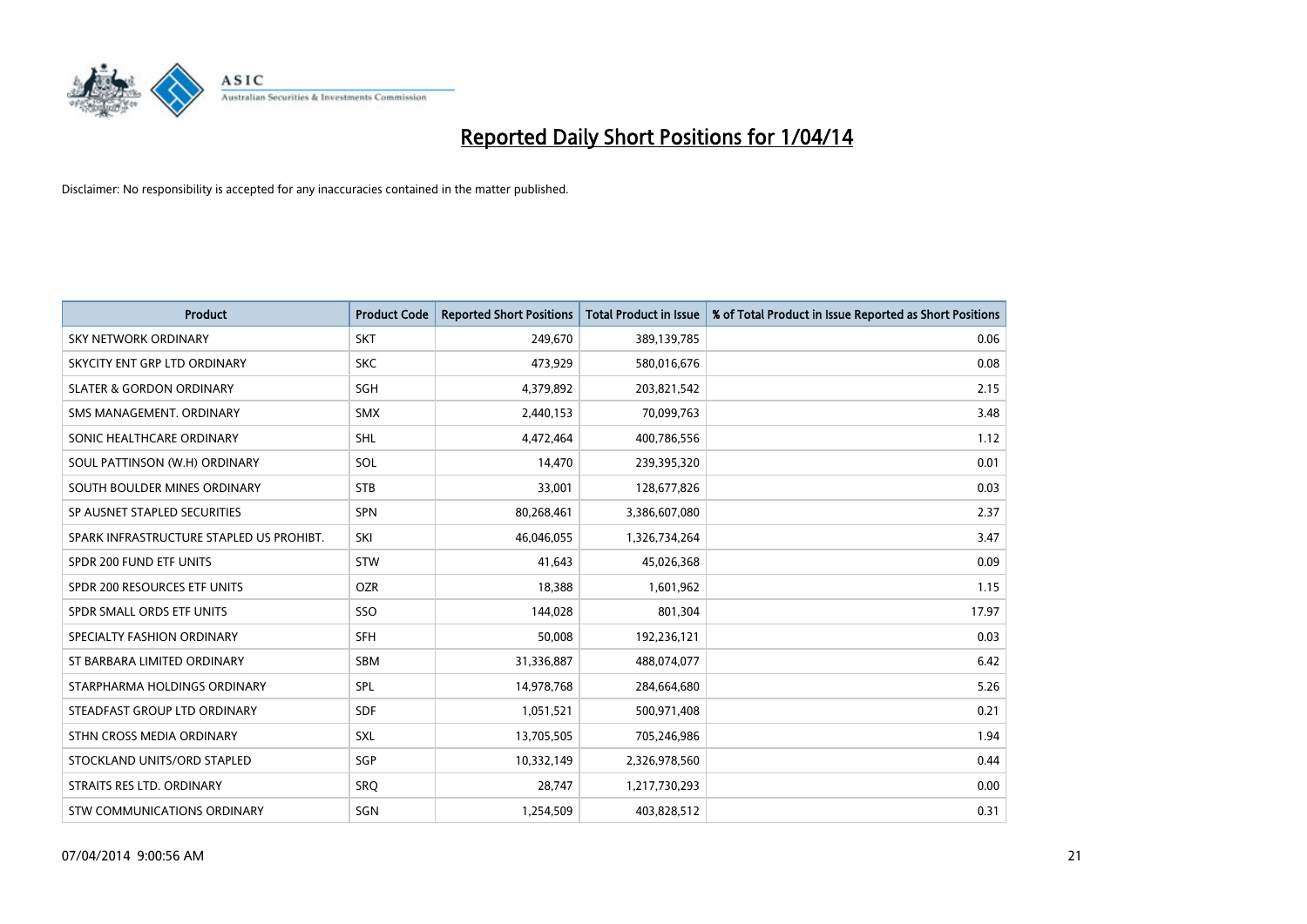# Reported Daily Short Positions for 1/04/14

Disclaimer: No responsibility is accepted for any inaccuracies contained in the matter published.

| Product | Product Code | Reported Short Positions | Total Product in Issue | % of Total Product in Issue Reported as Short Positions |
|---|---|---|---|---|
| SKY NETWORK ORDINARY | SKT | 249,670 | 389,139,785 | 0.06 |
| SKYCITY ENT GRP LTD ORDINARY | SKC | 473,929 | 580,016,676 | 0.08 |
| SLATER & GORDON ORDINARY | SGH | 4,379,892 | 203,821,542 | 2.15 |
| SMS MANAGEMENT. ORDINARY | SMX | 2,440,153 | 70,099,763 | 3.48 |
| SONIC HEALTHCARE ORDINARY | SHL | 4,472,464 | 400,786,556 | 1.12 |
| SOUL PATTINSON (W.H) ORDINARY | SOL | 14,470 | 239,395,320 | 0.01 |
| SOUTH BOULDER MINES ORDINARY | STB | 33,001 | 128,677,826 | 0.03 |
| SP AUSNET STAPLED SECURITIES | SPN | 80,268,461 | 3,386,607,080 | 2.37 |
| SPARK INFRASTRUCTURE STAPLED US PROHIBT. | SKI | 46,046,055 | 1,326,734,264 | 3.47 |
| SPDR 200 FUND ETF UNITS | STW | 41,643 | 45,026,368 | 0.09 |
| SPDR 200 RESOURCES ETF UNITS | OZR | 18,388 | 1,601,962 | 1.15 |
| SPDR SMALL ORDS ETF UNITS | SSO | 144,028 | 801,304 | 17.97 |
| SPECIALTY FASHION ORDINARY | SFH | 50,008 | 192,236,121 | 0.03 |
| ST BARBARA LIMITED ORDINARY | SBM | 31,336,887 | 488,074,077 | 6.42 |
| STARPHARMA HOLDINGS ORDINARY | SPL | 14,978,768 | 284,664,680 | 5.26 |
| STEADFAST GROUP LTD ORDINARY | SDF | 1,051,521 | 500,971,408 | 0.21 |
| STHN CROSS MEDIA ORDINARY | SXL | 13,705,505 | 705,246,986 | 1.94 |
| STOCKLAND UNITS/ORD STAPLED | SGP | 10,332,149 | 2,326,978,560 | 0.44 |
| STRAITS RES LTD. ORDINARY | SRQ | 28,747 | 1,217,730,293 | 0.00 |
| STW COMMUNICATIONS ORDINARY | SGN | 1,254,509 | 403,828,512 | 0.31 |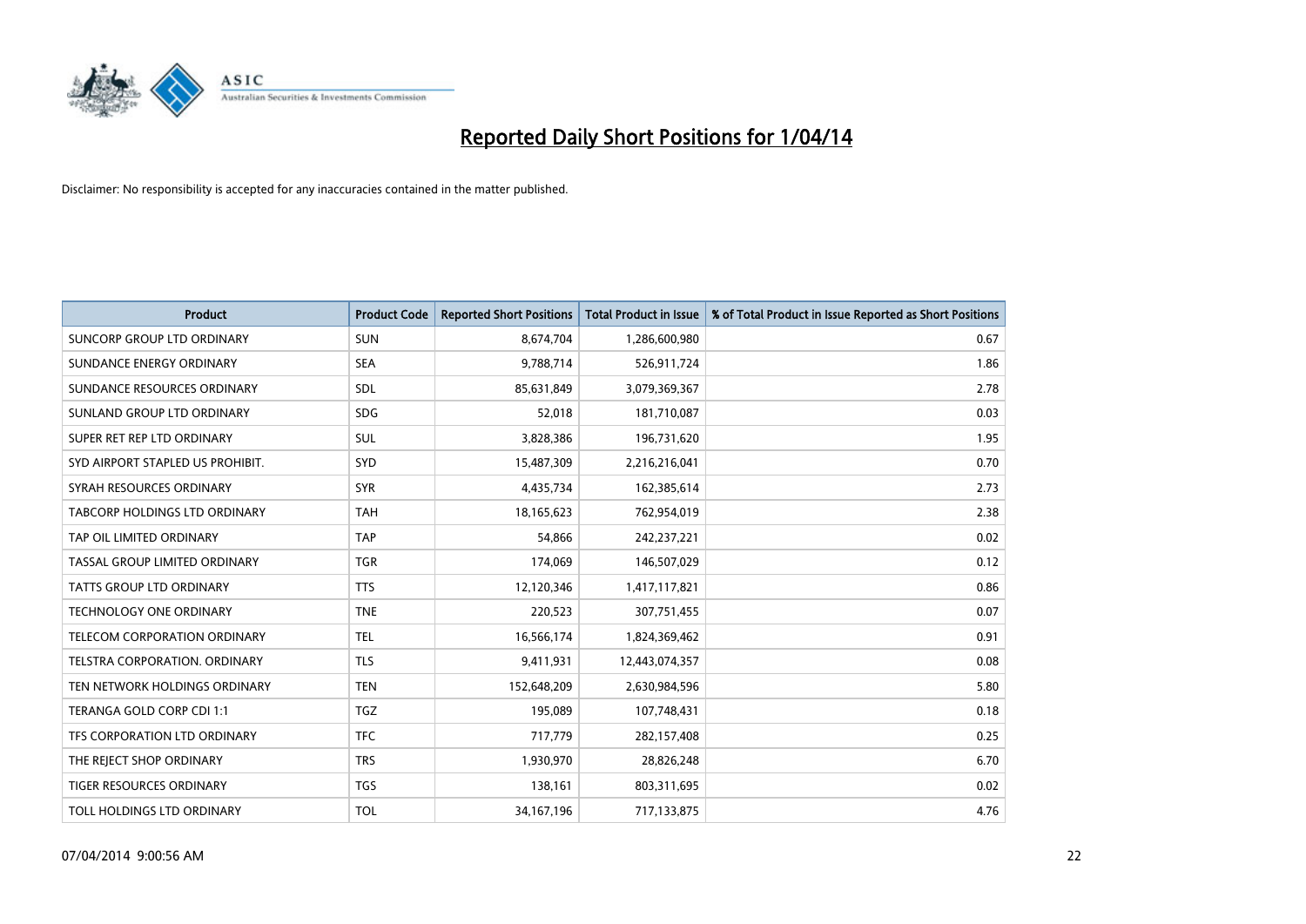# Reported Daily Short Positions for 1/04/14

Disclaimer: No responsibility is accepted for any inaccuracies contained in the matter published.

| Product | Product Code | Reported Short Positions | Total Product in Issue | % of Total Product in Issue Reported as Short Positions |
| --- | --- | --- | --- | --- |
| SUNCORP GROUP LTD ORDINARY | SUN | 8,674,704 | 1,286,600,980 | 0.67 |
| SUNDANCE ENERGY ORDINARY | SEA | 9,788,714 | 526,911,724 | 1.86 |
| SUNDANCE RESOURCES ORDINARY | SDL | 85,631,849 | 3,079,369,367 | 2.78 |
| SUNLAND GROUP LTD ORDINARY | SDG | 52,018 | 181,710,087 | 0.03 |
| SUPER RET REP LTD ORDINARY | SUL | 3,828,386 | 196,731,620 | 1.95 |
| SYD AIRPORT STAPLED US PROHIBIT. | SYD | 15,487,309 | 2,216,216,041 | 0.70 |
| SYRAH RESOURCES ORDINARY | SYR | 4,435,734 | 162,385,614 | 2.73 |
| TABCORP HOLDINGS LTD ORDINARY | TAH | 18,165,623 | 762,954,019 | 2.38 |
| TAP OIL LIMITED ORDINARY | TAP | 54,866 | 242,237,221 | 0.02 |
| TASSAL GROUP LIMITED ORDINARY | TGR | 174,069 | 146,507,029 | 0.12 |
| TATTS GROUP LTD ORDINARY | TTS | 12,120,346 | 1,417,117,821 | 0.86 |
| TECHNOLOGY ONE ORDINARY | TNE | 220,523 | 307,751,455 | 0.07 |
| TELECOM CORPORATION ORDINARY | TEL | 16,566,174 | 1,824,369,462 | 0.91 |
| TELSTRA CORPORATION. ORDINARY | TLS | 9,411,931 | 12,443,074,357 | 0.08 |
| TEN NETWORK HOLDINGS ORDINARY | TEN | 152,648,209 | 2,630,984,596 | 5.80 |
| TERANGA GOLD CORP CDI 1:1 | TGZ | 195,089 | 107,748,431 | 0.18 |
| TFS CORPORATION LTD ORDINARY | TFC | 717,779 | 282,157,408 | 0.25 |
| THE REJECT SHOP ORDINARY | TRS | 1,930,970 | 28,826,248 | 6.70 |
| TIGER RESOURCES ORDINARY | TGS | 138,161 | 803,311,695 | 0.02 |
| TOLL HOLDINGS LTD ORDINARY | TOL | 34,167,196 | 717,133,875 | 4.76 |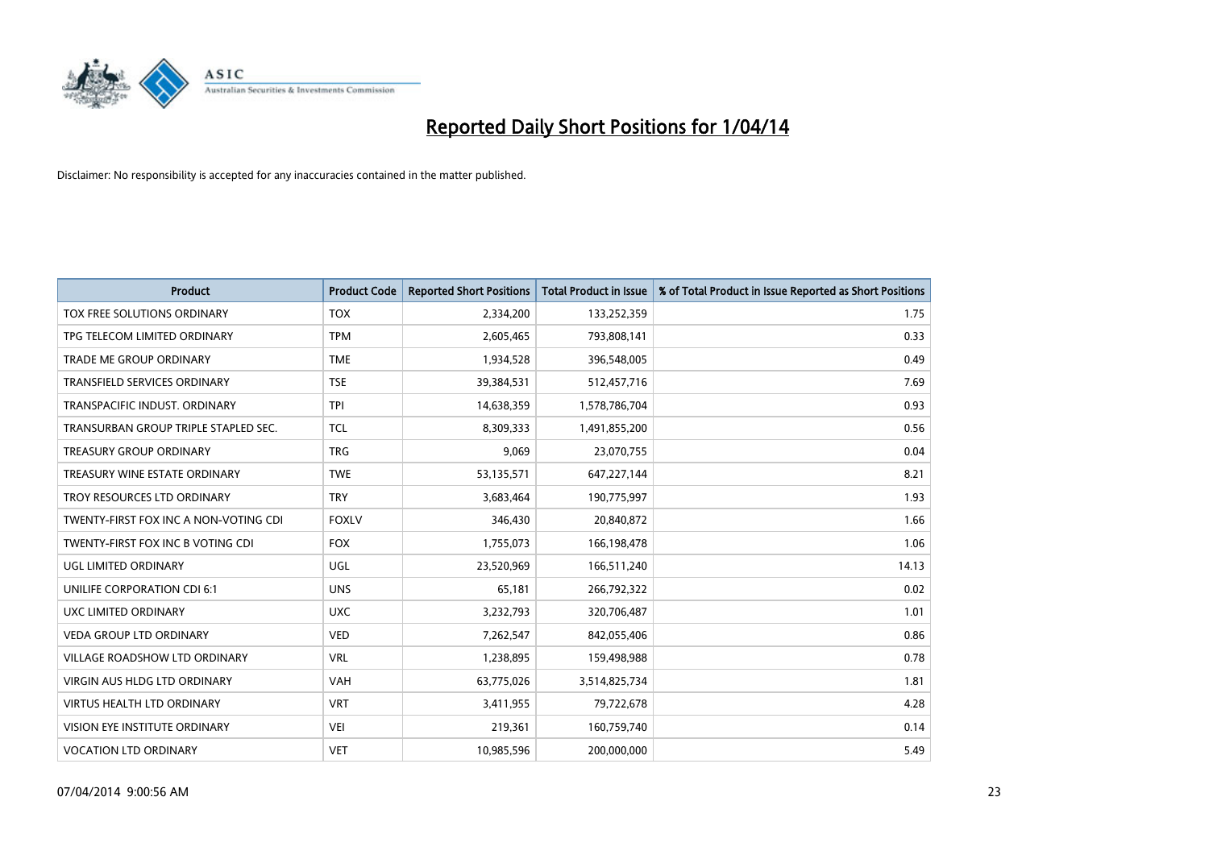# Reported Daily Short Positions for 1/04/14

Disclaimer: No responsibility is accepted for any inaccuracies contained in the matter published.

| Product | Product Code | Reported Short Positions | Total Product in Issue | % of Total Product in Issue Reported as Short Positions |
|---|---|---|---|---|
| TOX FREE SOLUTIONS ORDINARY | TOX | 2,334,200 | 133,252,359 | 1.75 |
| TPG TELECOM LIMITED ORDINARY | TPM | 2,605,465 | 793,808,141 | 0.33 |
| TRADE ME GROUP ORDINARY | TME | 1,934,528 | 396,548,005 | 0.49 |
| TRANSFIELD SERVICES ORDINARY | TSE | 39,384,531 | 512,457,716 | 7.69 |
| TRANSPACIFIC INDUST. ORDINARY | TPI | 14,638,359 | 1,578,786,704 | 0.93 |
| TRANSURBAN GROUP TRIPLE STAPLED SEC. | TCL | 8,309,333 | 1,491,855,200 | 0.56 |
| TREASURY GROUP ORDINARY | TRG | 9,069 | 23,070,755 | 0.04 |
| TREASURY WINE ESTATE ORDINARY | TWE | 53,135,571 | 647,227,144 | 8.21 |
| TROY RESOURCES LTD ORDINARY | TRY | 3,683,464 | 190,775,997 | 1.93 |
| TWENTY-FIRST FOX INC A NON-VOTING CDI | FOXLV | 346,430 | 20,840,872 | 1.66 |
| TWENTY-FIRST FOX INC B VOTING CDI | FOX | 1,755,073 | 166,198,478 | 1.06 |
| UGL LIMITED ORDINARY | UGL | 23,520,969 | 166,511,240 | 14.13 |
| UNILIFE CORPORATION CDI 6:1 | UNS | 65,181 | 266,792,322 | 0.02 |
| UXC LIMITED ORDINARY | UXC | 3,232,793 | 320,706,487 | 1.01 |
| VEDA GROUP LTD ORDINARY | VED | 7,262,547 | 842,055,406 | 0.86 |
| VILLAGE ROADSHOW LTD ORDINARY | VRL | 1,238,895 | 159,498,988 | 0.78 |
| VIRGIN AUS HLDG LTD ORDINARY | VAH | 63,775,026 | 3,514,825,734 | 1.81 |
| VIRTUS HEALTH LTD ORDINARY | VRT | 3,411,955 | 79,722,678 | 4.28 |
| VISION EYE INSTITUTE ORDINARY | VEI | 219,361 | 160,759,740 | 0.14 |
| VOCATION LTD ORDINARY | VET | 10,985,596 | 200,000,000 | 5.49 |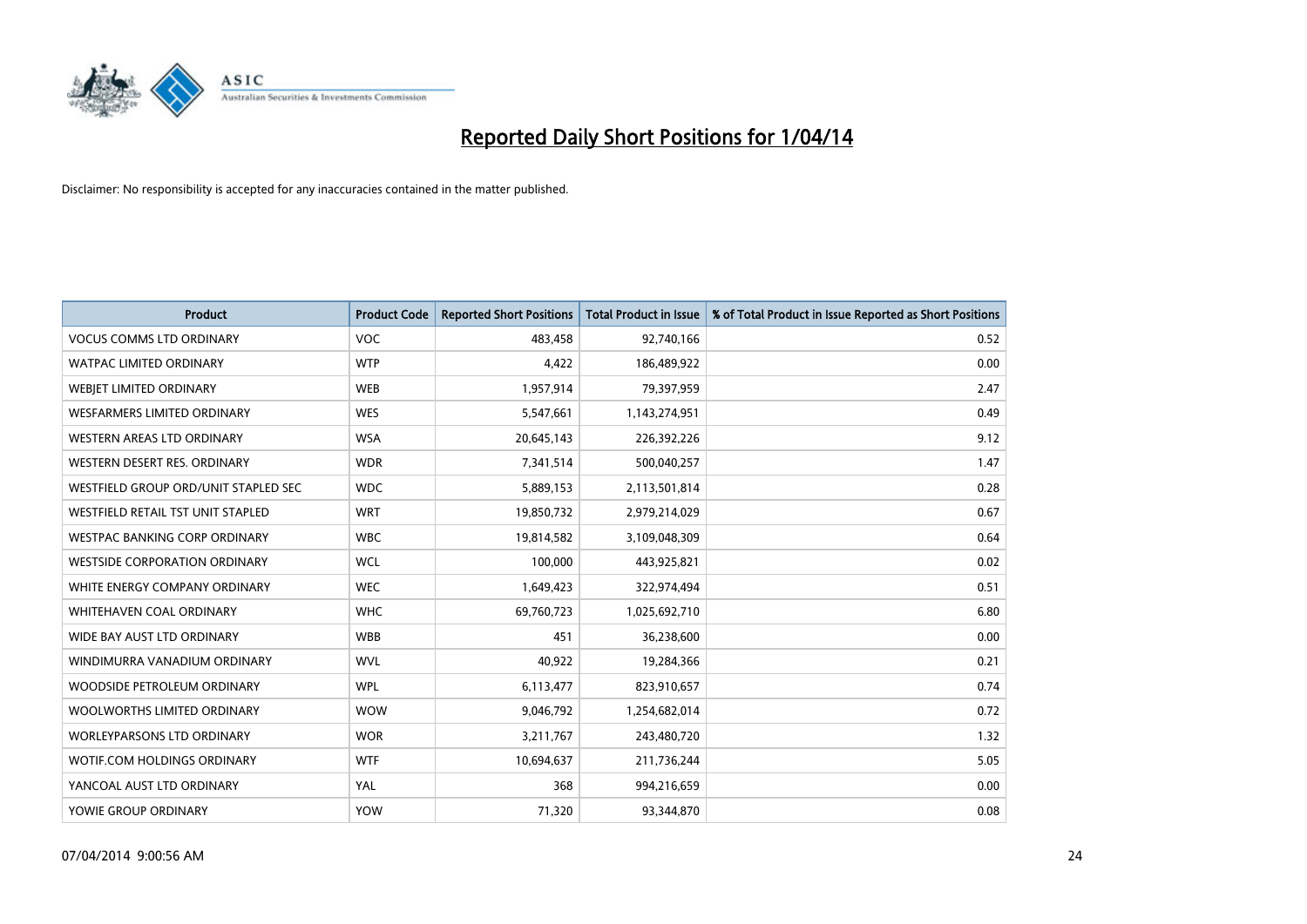# Reported Daily Short Positions for 1/04/14

Disclaimer: No responsibility is accepted for any inaccuracies contained in the matter published.

| Product | Product Code | Reported Short Positions | Total Product in Issue | % of Total Product in Issue Reported as Short Positions |
|---|---|---|---|---|
| VOCUS COMMS LTD ORDINARY | VOC | 483,458 | 92,740,166 | 0.52 |
| WATPAC LIMITED ORDINARY | WTP | 4,422 | 186,489,922 | 0.00 |
| WEBJET LIMITED ORDINARY | WEB | 1,957,914 | 79,397,959 | 2.47 |
| WESFARMERS LIMITED ORDINARY | WES | 5,547,661 | 1,143,274,951 | 0.49 |
| WESTERN AREAS LTD ORDINARY | WSA | 20,645,143 | 226,392,226 | 9.12 |
| WESTERN DESERT RES. ORDINARY | WDR | 7,341,514 | 500,040,257 | 1.47 |
| WESTFIELD GROUP ORD/UNIT STAPLED SEC | WDC | 5,889,153 | 2,113,501,814 | 0.28 |
| WESTFIELD RETAIL TST UNIT STAPLED | WRT | 19,850,732 | 2,979,214,029 | 0.67 |
| WESTPAC BANKING CORP ORDINARY | WBC | 19,814,582 | 3,109,048,309 | 0.64 |
| WESTSIDE CORPORATION ORDINARY | WCL | 100,000 | 443,925,821 | 0.02 |
| WHITE ENERGY COMPANY ORDINARY | WEC | 1,649,423 | 322,974,494 | 0.51 |
| WHITEHAVEN COAL ORDINARY | WHC | 69,760,723 | 1,025,692,710 | 6.80 |
| WIDE BAY AUST LTD ORDINARY | WBB | 451 | 36,238,600 | 0.00 |
| WINDIMURRA VANADIUM ORDINARY | WVL | 40,922 | 19,284,366 | 0.21 |
| WOODSIDE PETROLEUM ORDINARY | WPL | 6,113,477 | 823,910,657 | 0.74 |
| WOOLWORTHS LIMITED ORDINARY | WOW | 9,046,792 | 1,254,682,014 | 0.72 |
| WORLEYPARSONS LTD ORDINARY | WOR | 3,211,767 | 243,480,720 | 1.32 |
| WOTIF.COM HOLDINGS ORDINARY | WTF | 10,694,637 | 211,736,244 | 5.05 |
| YANCOAL AUST LTD ORDINARY | YAL | 368 | 994,216,659 | 0.00 |
| YOWIE GROUP ORDINARY | YOW | 71,320 | 93,344,870 | 0.08 |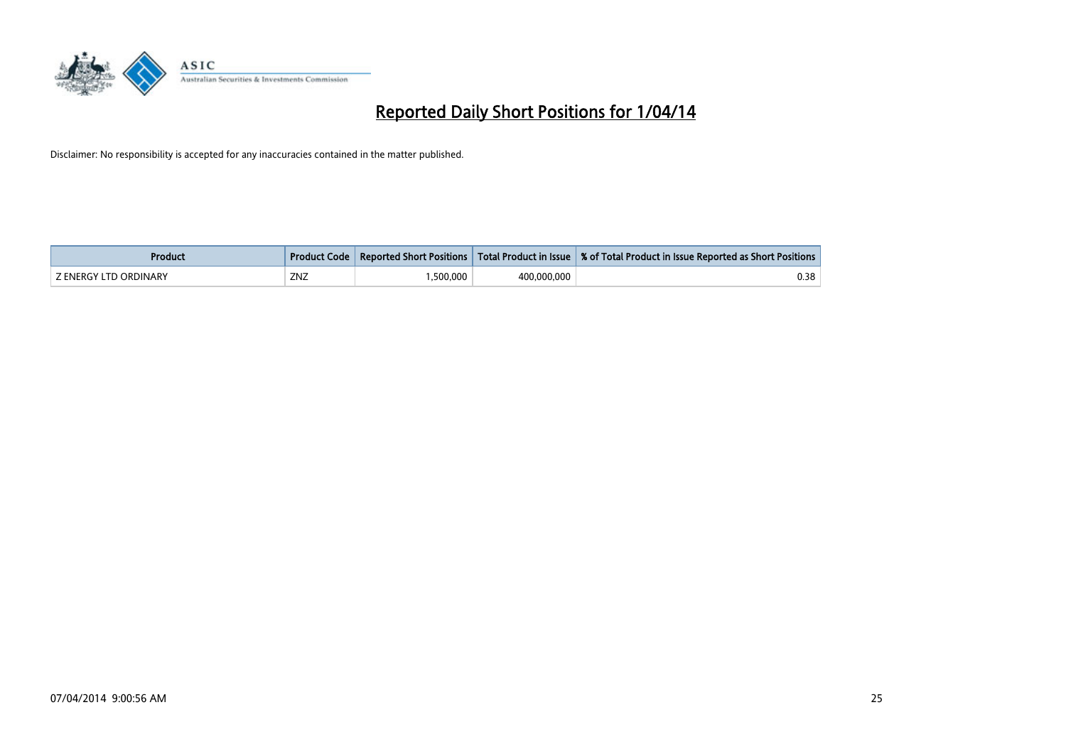# Reported Daily Short Positions for 1/04/14

Disclaimer: No responsibility is accepted for any inaccuracies contained in the matter published.

| Product | Product Code | Reported Short Positions | Total Product in Issue | % of Total Product in Issue Reported as Short Positions |
|---|---|---|---|---|
| Z ENERGY LTD ORDINARY | ZNZ | 1,500,000 | 400,000,000 | 0.38 |